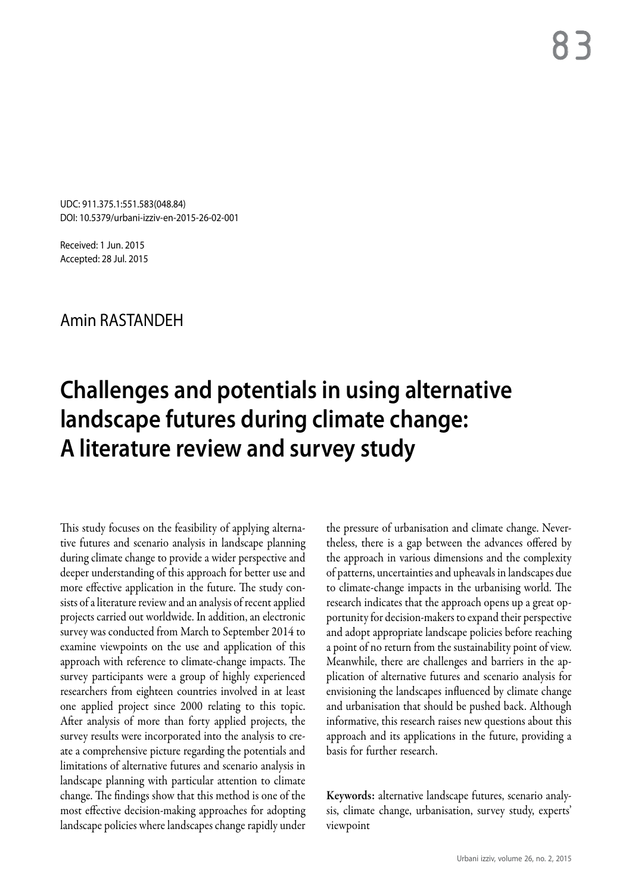UDC: 911.375.1:551.583(048.84)
DOI: 10.5379/urbani-izziv-en-2015-26-02-001

Received: 1 Jun. 2015
Accepted: 28 Jul. 2015

Amin RASTANDEH

# Challenges and potentials in using alternative landscape futures during climate change: A literature review and survey study

This study focuses on the feasibility of applying alternative futures and scenario analysis in landscape planning during climate change to provide a wider perspective and deeper understanding of this approach for better use and more effective application in the future. The study consists of a literature review and an analysis of recent applied projects carried out worldwide. In addition, an electronic survey was conducted from March to September 2014 to examine viewpoints on the use and application of this approach with reference to climate-change impacts. The survey participants were a group of highly experienced researchers from eighteen countries involved in at least one applied project since 2000 relating to this topic. After analysis of more than forty applied projects, the survey results were incorporated into the analysis to create a comprehensive picture regarding the potentials and limitations of alternative futures and scenario analysis in landscape planning with particular attention to climate change. The findings show that this method is one of the most effective decision-making approaches for adopting landscape policies where landscapes change rapidly under the pressure of urbanisation and climate change. Nevertheless, there is a gap between the advances offered by the approach in various dimensions and the complexity of patterns, uncertainties and upheavals in landscapes due to climate-change impacts in the urbanising world. The research indicates that the approach opens up a great opportunity for decision-makers to expand their perspective and adopt appropriate landscape policies before reaching a point of no return from the sustainability point of view. Meanwhile, there are challenges and barriers in the application of alternative futures and scenario analysis for envisioning the landscapes influenced by climate change and urbanisation that should be pushed back. Although informative, this research raises new questions about this approach and its applications in the future, providing a basis for further research.

**Keywords:** alternative landscape futures, scenario analysis, climate change, urbanisation, survey study, experts' viewpoint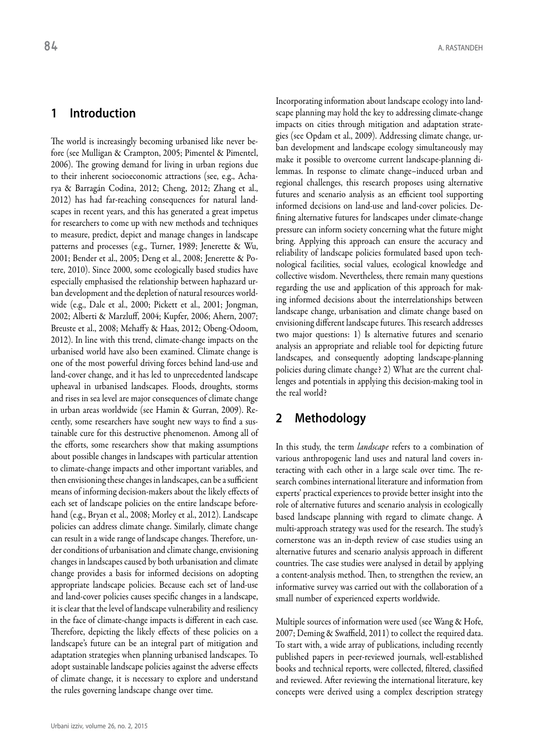## 1 Introduction

The world is increasingly becoming urbanised like never before (see Mulligan & Crampton, 2005; Pimentel & Pimentel, 2006). The growing demand for living in urban regions due to their inherent socioeconomic attractions (see, e.g., Acharya & Barragán Codina, 2012; Cheng, 2012; Zhang et al., 2012) has had far-reaching consequences for natural landscapes in recent years, and this has generated a great impetus for researchers to come up with new methods and techniques to measure, predict, depict and manage changes in landscape patterns and processes (e.g., Turner, 1989; Jenerette & Wu, 2001; Bender et al., 2005; Deng et al., 2008; Jenerette & Potere, 2010). Since 2000, some ecologically based studies have especially emphasised the relationship between haphazard urban development and the depletion of natural resources worldwide (e.g., Dale et al., 2000; Pickett et al., 2001; Jongman, 2002; Alberti & Marzluff, 2004; Kupfer, 2006; Ahern, 2007; Breuste et al., 2008; Mehaffy & Haas, 2012; Obeng-Odoom, 2012). In line with this trend, climate-change impacts on the urbanised world have also been examined. Climate change is one of the most powerful driving forces behind land-use and land-cover change, and it has led to unprecedented landscape upheaval in urbanised landscapes. Floods, droughts, storms and rises in sea level are major consequences of climate change in urban areas worldwide (see Hamin & Gurran, 2009). Recently, some researchers have sought new ways to find a sustainable cure for this destructive phenomenon. Among all of the efforts, some researchers show that making assumptions about possible changes in landscapes with particular attention to climate-change impacts and other important variables, and then envisioning these changes in landscapes, can be a sufficient means of informing decision-makers about the likely effects of each set of landscape policies on the entire landscape beforehand (e.g., Bryan et al., 2008; Morley et al., 2012). Landscape policies can address climate change. Similarly, climate change can result in a wide range of landscape changes. Therefore, under conditions of urbanisation and climate change, envisioning changes in landscapes caused by both urbanisation and climate change provides a basis for informed decisions on adopting appropriate landscape policies. Because each set of land-use and land-cover policies causes specific changes in a landscape, it is clear that the level of landscape vulnerability and resiliency in the face of climate-change impacts is different in each case. Therefore, depicting the likely effects of these policies on a landscape's future can be an integral part of mitigation and adaptation strategies when planning urbanised landscapes. To adopt sustainable landscape policies against the adverse effects of climate change, it is necessary to explore and understand the rules governing landscape change over time.

Incorporating information about landscape ecology into landscape planning may hold the key to addressing climate-change impacts on cities through mitigation and adaptation strategies (see Opdam et al., 2009). Addressing climate change, urban development and landscape ecology simultaneously may make it possible to overcome current landscape-planning dilemmas. In response to climate change–induced urban and regional challenges, this research proposes using alternative futures and scenario analysis as an efficient tool supporting informed decisions on land-use and land-cover policies. Defining alternative futures for landscapes under climate-change pressure can inform society concerning what the future might bring. Applying this approach can ensure the accuracy and reliability of landscape policies formulated based upon technological facilities, social values, ecological knowledge and collective wisdom. Nevertheless, there remain many questions regarding the use and application of this approach for making informed decisions about the interrelationships between landscape change, urbanisation and climate change based on envisioning different landscape futures. This research addresses two major questions: 1) Is alternative futures and scenario analysis an appropriate and reliable tool for depicting future landscapes, and consequently adopting landscape-planning policies during climate change? 2) What are the current challenges and potentials in applying this decision-making tool in the real world?

## 2 Methodology

In this study, the term *landscape* refers to a combination of various anthropogenic land uses and natural land covers interacting with each other in a large scale over time. The research combines international literature and information from experts' practical experiences to provide better insight into the role of alternative futures and scenario analysis in ecologically based landscape planning with regard to climate change. A multi-approach strategy was used for the research. The study's cornerstone was an in-depth review of case studies using an alternative futures and scenario analysis approach in different countries. The case studies were analysed in detail by applying a content-analysis method. Then, to strengthen the review, an informative survey was carried out with the collaboration of a small number of experienced experts worldwide.

Multiple sources of information were used (see Wang & Hofe, 2007; Deming & Swaffield, 2011) to collect the required data. To start with, a wide array of publications, including recently published papers in peer-reviewed journals, well-established books and technical reports, were collected, filtered, classified and reviewed. After reviewing the international literature, key concepts were derived using a complex description strategy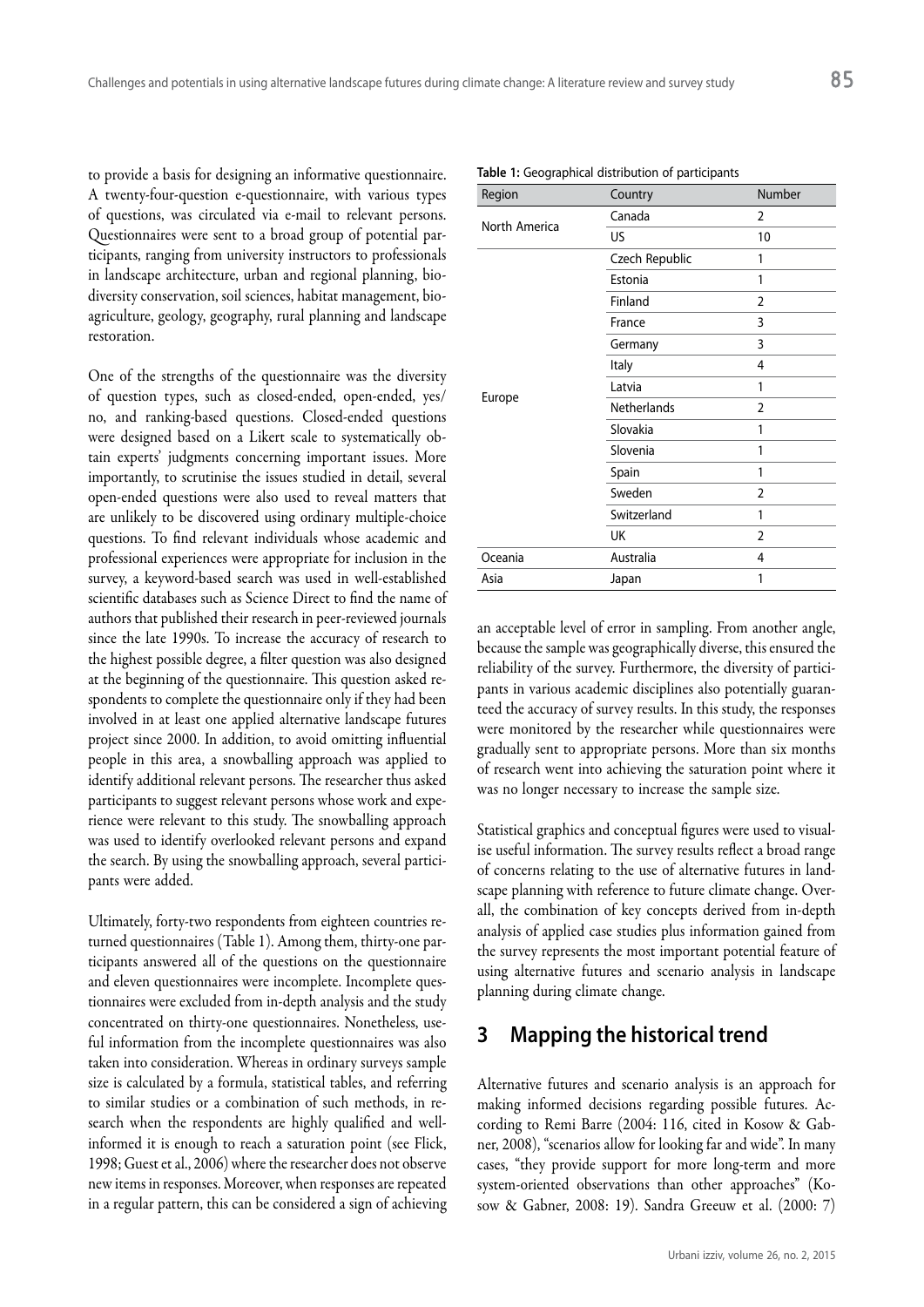to provide a basis for designing an informative questionnaire. A twenty-four-question e-questionnaire, with various types of questions, was circulated via e-mail to relevant persons. Questionnaires were sent to a broad group of potential participants, ranging from university instructors to professionals in landscape architecture, urban and regional planning, biodiversity conservation, soil sciences, habitat management, bioagriculture, geology, geography, rural planning and landscape restoration.

One of the strengths of the questionnaire was the diversity of question types, such as closed-ended, open-ended, yes/no, and ranking-based questions. Closed-ended questions were designed based on a Likert scale to systematically obtain experts' judgments concerning important issues. More importantly, to scrutinise the issues studied in detail, several open-ended questions were also used to reveal matters that are unlikely to be discovered using ordinary multiple-choice questions. To find relevant individuals whose academic and professional experiences were appropriate for inclusion in the survey, a keyword-based search was used in well-established scientific databases such as Science Direct to find the name of authors that published their research in peer-reviewed journals since the late 1990s. To increase the accuracy of research to the highest possible degree, a filter question was also designed at the beginning of the questionnaire. This question asked respondents to complete the questionnaire only if they had been involved in at least one applied alternative landscape futures project since 2000. In addition, to avoid omitting influential people in this area, a snowballing approach was applied to identify additional relevant persons. The researcher thus asked participants to suggest relevant persons whose work and experience were relevant to this study. The snowballing approach was used to identify overlooked relevant persons and expand the search. By using the snowballing approach, several participants were added.

Ultimately, forty-two respondents from eighteen countries returned questionnaires (Table 1). Among them, thirty-one participants answered all of the questions on the questionnaire and eleven questionnaires were incomplete. Incomplete questionnaires were excluded from in-depth analysis and the study concentrated on thirty-one questionnaires. Nonetheless, useful information from the incomplete questionnaires was also taken into consideration. Whereas in ordinary surveys sample size is calculated by a formula, statistical tables, and referring to similar studies or a combination of such methods, in research when the respondents are highly qualified and well-informed it is enough to reach a saturation point (see Flick, 1998; Guest et al., 2006) where the researcher does not observe new items in responses. Moreover, when responses are repeated in a regular pattern, this can be considered a sign of achieving an acceptable level of error in sampling. From another angle, because the sample was geographically diverse, this ensured the reliability of the survey. Furthermore, the diversity of participants in various academic disciplines also potentially guaranteed the accuracy of survey results. In this study, the responses were monitored by the researcher while questionnaires were gradually sent to appropriate persons. More than six months of research went into achieving the saturation point where it was no longer necessary to increase the sample size.

**Table 1:** Geographical distribution of participants

| Region | Country | Number |
|---|---|---|
| North America | Canada | 2 |
| | US | 10 |
| Europe | Czech Republic | 1 |
| | Estonia | 1 |
| | Finland | 2 |
| | France | 3 |
| | Germany | 3 |
| | Italy | 4 |
| | Latvia | 1 |
| | Netherlands | 2 |
| | Slovakia | 1 |
| | Slovenia | 1 |
| | Spain | 1 |
| | Sweden | 2 |
| | Switzerland | 1 |
| | UK | 2 |
| Oceania | Australia | 4 |
| Asia | Japan | 1 |

Statistical graphics and conceptual figures were used to visualise useful information. The survey results reflect a broad range of concerns relating to the use of alternative futures in landscape planning with reference to future climate change. Overall, the combination of key concepts derived from in-depth analysis of applied case studies plus information gained from the survey represents the most important potential feature of using alternative futures and scenario analysis in landscape planning during climate change.

## 3 Mapping the historical trend

Alternative futures and scenario analysis is an approach for making informed decisions regarding possible futures. According to Remi Barre (2004: 116, cited in Kosow & Gabner, 2008), "scenarios allow for looking far and wide". In many cases, "they provide support for more long-term and more system-oriented observations than other approaches" (Kosow & Gabner, 2008: 19). Sandra Greeuw et al. (2000: 7)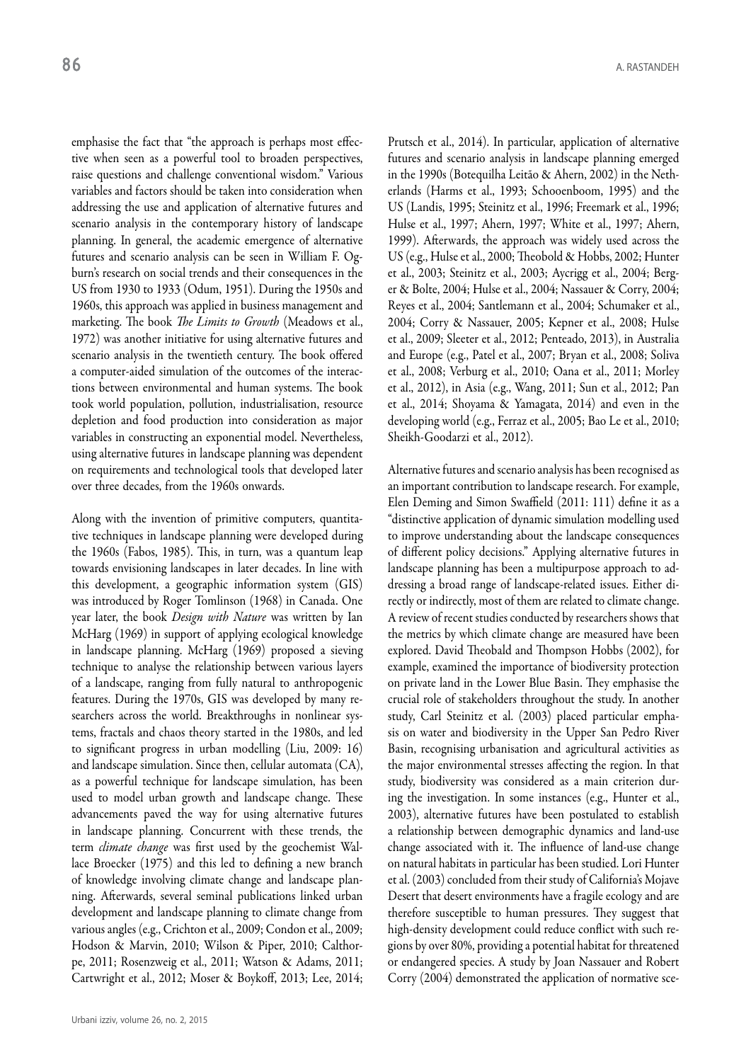emphasise the fact that "the approach is perhaps most effective when seen as a powerful tool to broaden perspectives, raise questions and challenge conventional wisdom." Various variables and factors should be taken into consideration when addressing the use and application of alternative futures and scenario analysis in the contemporary history of landscape planning. In general, the academic emergence of alternative futures and scenario analysis can be seen in William F. Ogburn's research on social trends and their consequences in the US from 1930 to 1933 (Odum, 1951). During the 1950s and 1960s, this approach was applied in business management and marketing. The book *The Limits to Growth* (Meadows et al., 1972) was another initiative for using alternative futures and scenario analysis in the twentieth century. The book offered a computer-aided simulation of the outcomes of the interactions between environmental and human systems. The book took world population, pollution, industrialisation, resource depletion and food production into consideration as major variables in constructing an exponential model. Nevertheless, using alternative futures in landscape planning was dependent on requirements and technological tools that developed later over three decades, from the 1960s onwards.

Along with the invention of primitive computers, quantitative techniques in landscape planning were developed during the 1960s (Fabos, 1985). This, in turn, was a quantum leap towards envisioning landscapes in later decades. In line with this development, a geographic information system (GIS) was introduced by Roger Tomlinson (1968) in Canada. One year later, the book *Design with Nature* was written by Ian McHarg (1969) in support of applying ecological knowledge in landscape planning. McHarg (1969) proposed a sieving technique to analyse the relationship between various layers of a landscape, ranging from fully natural to anthropogenic features. During the 1970s, GIS was developed by many researchers across the world. Breakthroughs in nonlinear systems, fractals and chaos theory started in the 1980s, and led to significant progress in urban modelling (Liu, 2009: 16) and landscape simulation. Since then, cellular automata (CA), as a powerful technique for landscape simulation, has been used to model urban growth and landscape change. These advancements paved the way for using alternative futures in landscape planning. Concurrent with these trends, the term *climate change* was first used by the geochemist Wallace Broecker (1975) and this led to defining a new branch of knowledge involving climate change and landscape planning. Afterwards, several seminal publications linked urban development and landscape planning to climate change from various angles (e.g., Crichton et al., 2009; Condon et al., 2009; Hodson & Marvin, 2010; Wilson & Piper, 2010; Calthorpe, 2011; Rosenzweig et al., 2011; Watson & Adams, 2011; Cartwright et al., 2012; Moser & Boykoff, 2013; Lee, 2014; Prutsch et al., 2014). In particular, application of alternative futures and scenario analysis in landscape planning emerged in the 1990s (Botequilha Leitão & Ahern, 2002) in the Netherlands (Harms et al., 1993; Schooenboom, 1995) and the US (Landis, 1995; Steinitz et al., 1996; Freemark et al., 1996; Hulse et al., 1997; Ahern, 1997; White et al., 1997; Ahern, 1999). Afterwards, the approach was widely used across the US (e.g., Hulse et al., 2000; Theobold & Hobbs, 2002; Hunter et al., 2003; Steinitz et al., 2003; Aycrigg et al., 2004; Berger & Bolte, 2004; Hulse et al., 2004; Nassauer & Corry, 2004; Reyes et al., 2004; Santlemann et al., 2004; Schumaker et al., 2004; Corry & Nassauer, 2005; Kepner et al., 2008; Hulse et al., 2009; Sleeter et al., 2012; Penteado, 2013), in Australia and Europe (e.g., Patel et al., 2007; Bryan et al., 2008; Soliva et al., 2008; Verburg et al., 2010; Oana et al., 2011; Morley et al., 2012), in Asia (e.g., Wang, 2011; Sun et al., 2012; Pan et al., 2014; Shoyama & Yamagata, 2014) and even in the developing world (e.g., Ferraz et al., 2005; Bao Le et al., 2010; Sheikh-Goodarzi et al., 2012).

Alternative futures and scenario analysis has been recognised as an important contribution to landscape research. For example, Elen Deming and Simon Swaffield (2011: 111) define it as a "distinctive application of dynamic simulation modelling used to improve understanding about the landscape consequences of different policy decisions." Applying alternative futures in landscape planning has been a multipurpose approach to addressing a broad range of landscape-related issues. Either directly or indirectly, most of them are related to climate change. A review of recent studies conducted by researchers shows that the metrics by which climate change are measured have been explored. David Theobald and Thompson Hobbs (2002), for example, examined the importance of biodiversity protection on private land in the Lower Blue Basin. They emphasise the crucial role of stakeholders throughout the study. In another study, Carl Steinitz et al. (2003) placed particular emphasis on water and biodiversity in the Upper San Pedro River Basin, recognising urbanisation and agricultural activities as the major environmental stresses affecting the region. In that study, biodiversity was considered as a main criterion during the investigation. In some instances (e.g., Hunter et al., 2003), alternative futures have been postulated to establish a relationship between demographic dynamics and land-use change associated with it. The influence of land-use change on natural habitats in particular has been studied. Lori Hunter et al. (2003) concluded from their study of California's Mojave Desert that desert environments have a fragile ecology and are therefore susceptible to human pressures. They suggest that high-density development could reduce conflict with such regions by over 80%, providing a potential habitat for threatened or endangered species. A study by Joan Nassauer and Robert Corry (2004) demonstrated the application of normative sce-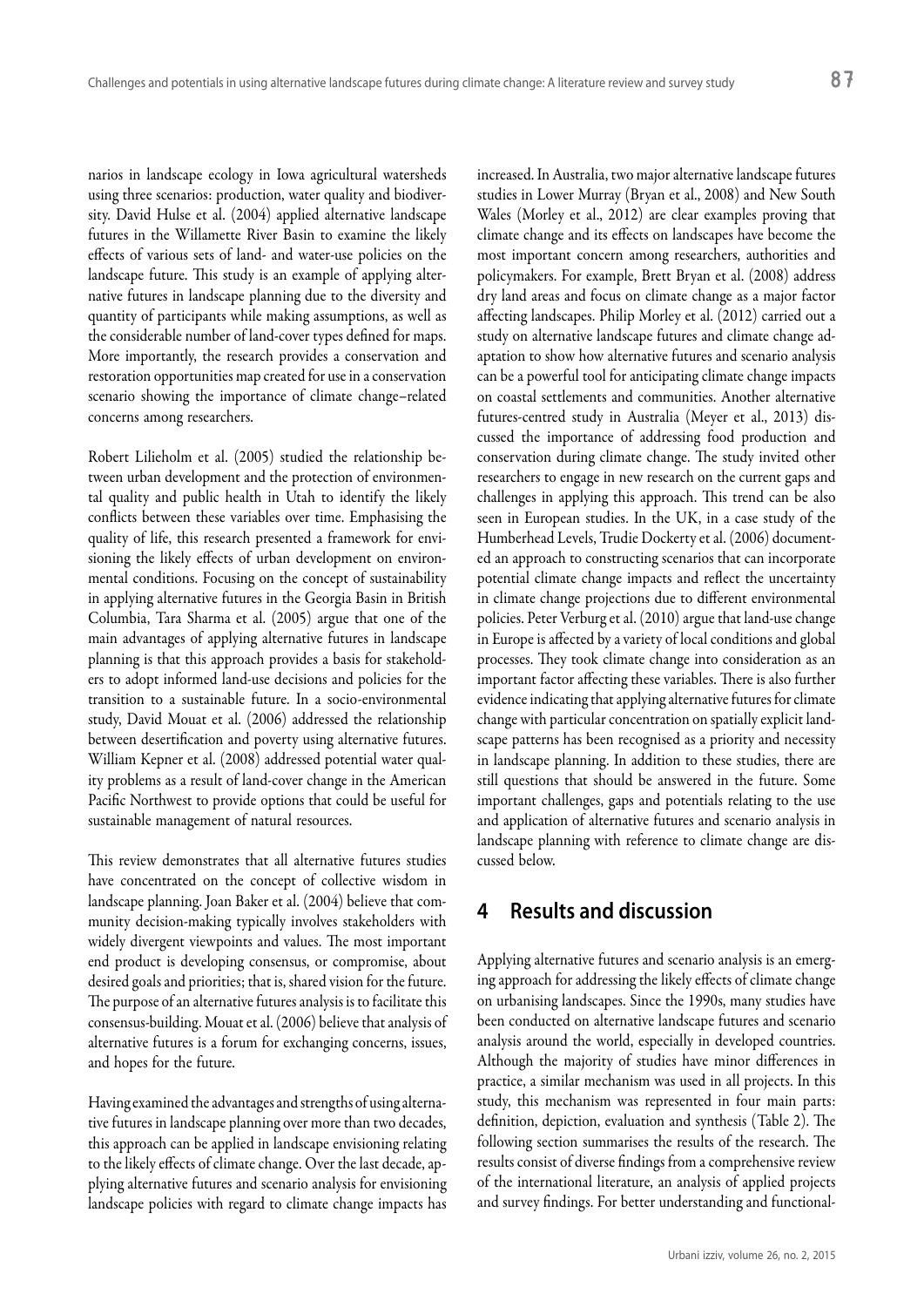narios in landscape ecology in Iowa agricultural watersheds using three scenarios: production, water quality and biodiversity. David Hulse et al. (2004) applied alternative landscape futures in the Willamette River Basin to examine the likely effects of various sets of land- and water-use policies on the landscape future. This study is an example of applying alternative futures in landscape planning due to the diversity and quantity of participants while making assumptions, as well as the considerable number of land-cover types defined for maps. More importantly, the research provides a conservation and restoration opportunities map created for use in a conservation scenario showing the importance of climate change–related concerns among researchers.

Robert Lilieholm et al. (2005) studied the relationship between urban development and the protection of environmental quality and public health in Utah to identify the likely conflicts between these variables over time. Emphasising the quality of life, this research presented a framework for envisioning the likely effects of urban development on environmental conditions. Focusing on the concept of sustainability in applying alternative futures in the Georgia Basin in British Columbia, Tara Sharma et al. (2005) argue that one of the main advantages of applying alternative futures in landscape planning is that this approach provides a basis for stakeholders to adopt informed land-use decisions and policies for the transition to a sustainable future. In a socio-environmental study, David Mouat et al. (2006) addressed the relationship between desertification and poverty using alternative futures. William Kepner et al. (2008) addressed potential water quality problems as a result of land-cover change in the American Pacific Northwest to provide options that could be useful for sustainable management of natural resources.

This review demonstrates that all alternative futures studies have concentrated on the concept of collective wisdom in landscape planning. Joan Baker et al. (2004) believe that community decision-making typically involves stakeholders with widely divergent viewpoints and values. The most important end product is developing consensus, or compromise, about desired goals and priorities; that is, shared vision for the future. The purpose of an alternative futures analysis is to facilitate this consensus-building. Mouat et al. (2006) believe that analysis of alternative futures is a forum for exchanging concerns, issues, and hopes for the future.

Having examined the advantages and strengths of using alternative futures in landscape planning over more than two decades, this approach can be applied in landscape envisioning relating to the likely effects of climate change. Over the last decade, applying alternative futures and scenario analysis for envisioning landscape policies with regard to climate change impacts has increased. In Australia, two major alternative landscape futures studies in Lower Murray (Bryan et al., 2008) and New South Wales (Morley et al., 2012) are clear examples proving that climate change and its effects on landscapes have become the most important concern among researchers, authorities and policymakers. For example, Brett Bryan et al. (2008) address dry land areas and focus on climate change as a major factor affecting landscapes. Philip Morley et al. (2012) carried out a study on alternative landscape futures and climate change adaptation to show how alternative futures and scenario analysis can be a powerful tool for anticipating climate change impacts on coastal settlements and communities. Another alternative futures-centred study in Australia (Meyer et al., 2013) discussed the importance of addressing food production and conservation during climate change. The study invited other researchers to engage in new research on the current gaps and challenges in applying this approach. This trend can be also seen in European studies. In the UK, in a case study of the Humberhead Levels, Trudie Dockerty et al. (2006) documented an approach to constructing scenarios that can incorporate potential climate change impacts and reflect the uncertainty in climate change projections due to different environmental policies. Peter Verburg et al. (2010) argue that land-use change in Europe is affected by a variety of local conditions and global processes. They took climate change into consideration as an important factor affecting these variables. There is also further evidence indicating that applying alternative futures for climate change with particular concentration on spatially explicit landscape patterns has been recognised as a priority and necessity in landscape planning. In addition to these studies, there are still questions that should be answered in the future. Some important challenges, gaps and potentials relating to the use and application of alternative futures and scenario analysis in landscape planning with reference to climate change are discussed below.

## 4 Results and discussion

Applying alternative futures and scenario analysis is an emerging approach for addressing the likely effects of climate change on urbanising landscapes. Since the 1990s, many studies have been conducted on alternative landscape futures and scenario analysis around the world, especially in developed countries. Although the majority of studies have minor differences in practice, a similar mechanism was used in all projects. In this study, this mechanism was represented in four main parts: definition, depiction, evaluation and synthesis (Table 2). The following section summarises the results of the research. The results consist of diverse findings from a comprehensive review of the international literature, an analysis of applied projects and survey findings. For better understanding and functional-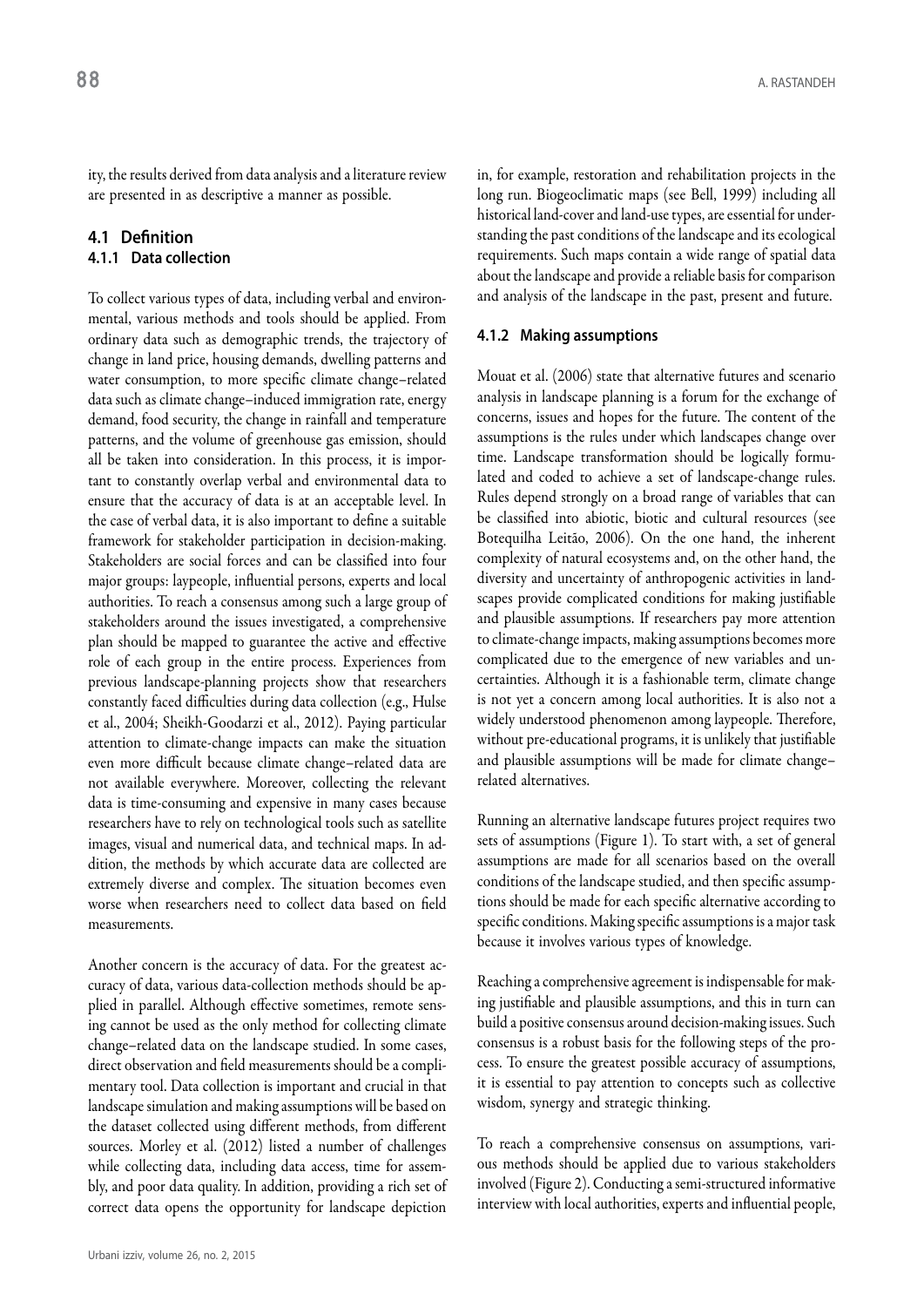ity, the results derived from data analysis and a literature review are presented in as descriptive a manner as possible.

## 4.1 Definition

### 4.1.1 Data collection

To collect various types of data, including verbal and environmental, various methods and tools should be applied. From ordinary data such as demographic trends, the trajectory of change in land price, housing demands, dwelling patterns and water consumption, to more specific climate change–related data such as climate change–induced immigration rate, energy demand, food security, the change in rainfall and temperature patterns, and the volume of greenhouse gas emission, should all be taken into consideration. In this process, it is important to constantly overlap verbal and environmental data to ensure that the accuracy of data is at an acceptable level. In the case of verbal data, it is also important to define a suitable framework for stakeholder participation in decision-making. Stakeholders are social forces and can be classified into four major groups: laypeople, influential persons, experts and local authorities. To reach a consensus among such a large group of stakeholders around the issues investigated, a comprehensive plan should be mapped to guarantee the active and effective role of each group in the entire process. Experiences from previous landscape-planning projects show that researchers constantly faced difficulties during data collection (e.g., Hulse et al., 2004; Sheikh-Goodarzi et al., 2012). Paying particular attention to climate-change impacts can make the situation even more difficult because climate change–related data are not available everywhere. Moreover, collecting the relevant data is time-consuming and expensive in many cases because researchers have to rely on technological tools such as satellite images, visual and numerical data, and technical maps. In addition, the methods by which accurate data are collected are extremely diverse and complex. The situation becomes even worse when researchers need to collect data based on field measurements.

Another concern is the accuracy of data. For the greatest accuracy of data, various data-collection methods should be applied in parallel. Although effective sometimes, remote sensing cannot be used as the only method for collecting climate change–related data on the landscape studied. In some cases, direct observation and field measurements should be a complimentary tool. Data collection is important and crucial in that landscape simulation and making assumptions will be based on the dataset collected using different methods, from different sources. Morley et al. (2012) listed a number of challenges while collecting data, including data access, time for assembly, and poor data quality. In addition, providing a rich set of correct data opens the opportunity for landscape depiction in, for example, restoration and rehabilitation projects in the long run. Biogeoclimatic maps (see Bell, 1999) including all historical land-cover and land-use types, are essential for understanding the past conditions of the landscape and its ecological requirements. Such maps contain a wide range of spatial data about the landscape and provide a reliable basis for comparison and analysis of the landscape in the past, present and future.

### 4.1.2 Making assumptions

Mouat et al. (2006) state that alternative futures and scenario analysis in landscape planning is a forum for the exchange of concerns, issues and hopes for the future. The content of the assumptions is the rules under which landscapes change over time. Landscape transformation should be logically formulated and coded to achieve a set of landscape-change rules. Rules depend strongly on a broad range of variables that can be classified into abiotic, biotic and cultural resources (see Botequilha Leitão, 2006). On the one hand, the inherent complexity of natural ecosystems and, on the other hand, the diversity and uncertainty of anthropogenic activities in landscapes provide complicated conditions for making justifiable and plausible assumptions. If researchers pay more attention to climate-change impacts, making assumptions becomes more complicated due to the emergence of new variables and uncertainties. Although it is a fashionable term, climate change is not yet a concern among local authorities. It is also not a widely understood phenomenon among laypeople. Therefore, without pre-educational programs, it is unlikely that justifiable and plausible assumptions will be made for climate change–related alternatives.

Running an alternative landscape futures project requires two sets of assumptions (Figure 1). To start with, a set of general assumptions are made for all scenarios based on the overall conditions of the landscape studied, and then specific assumptions should be made for each specific alternative according to specific conditions. Making specific assumptions is a major task because it involves various types of knowledge.

Reaching a comprehensive agreement is indispensable for making justifiable and plausible assumptions, and this in turn can build a positive consensus around decision-making issues. Such consensus is a robust basis for the following steps of the process. To ensure the greatest possible accuracy of assumptions, it is essential to pay attention to concepts such as collective wisdom, synergy and strategic thinking.

To reach a comprehensive consensus on assumptions, various methods should be applied due to various stakeholders involved (Figure 2). Conducting a semi-structured informative interview with local authorities, experts and influential people,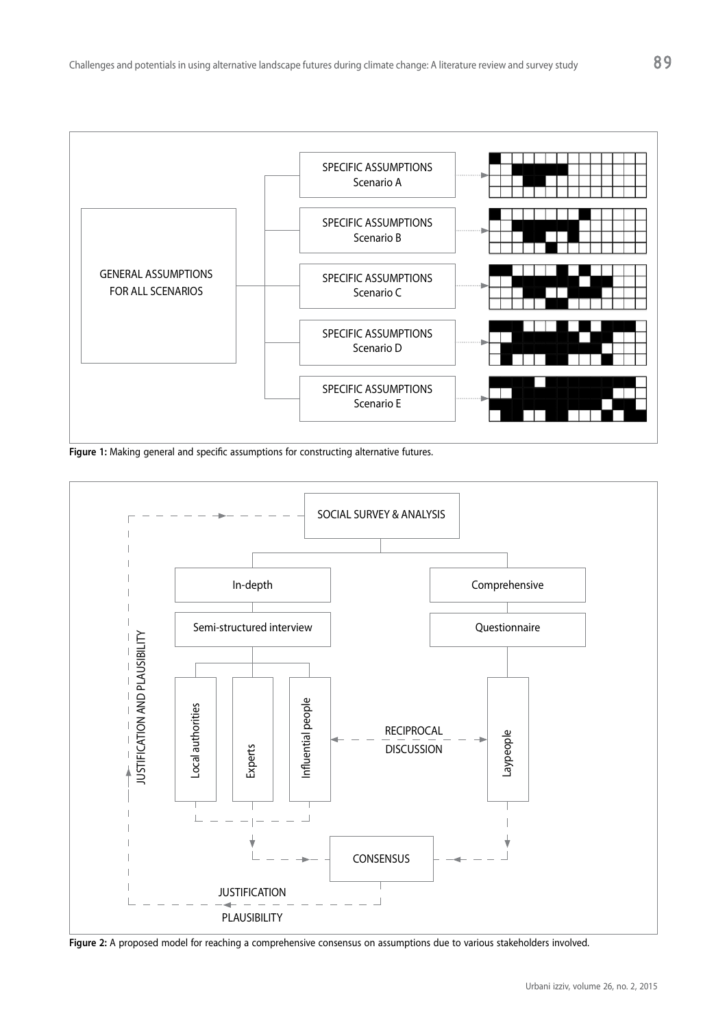GENERAL ASSUMPTIONS FOR ALL SCENARIOS

SPECIFIC ASSUMPTIONS Scenario A

SPECIFIC ASSUMPTIONS Scenario B

SPECIFIC ASSUMPTIONS Scenario C

SPECIFIC ASSUMPTIONS Scenario D

SPECIFIC ASSUMPTIONS Scenario E

**Figure 1:** Making general and specific assumptions for constructing alternative futures.

SOCIAL SURVEY & ANALYSIS

In-depth

Semi-structured interview

Local authorities

Experts

Influential people

Comprehensive

Questionnaire

Laypeople

RECIPROCAL DISCUSSION

CONSENSUS

JUSTIFICATION

PLAUSIBILITY

JUSTIFICATION AND PLAUSIBILITY

**Figure 2:** A proposed model for reaching a comprehensive consensus on assumptions due to various stakeholders involved.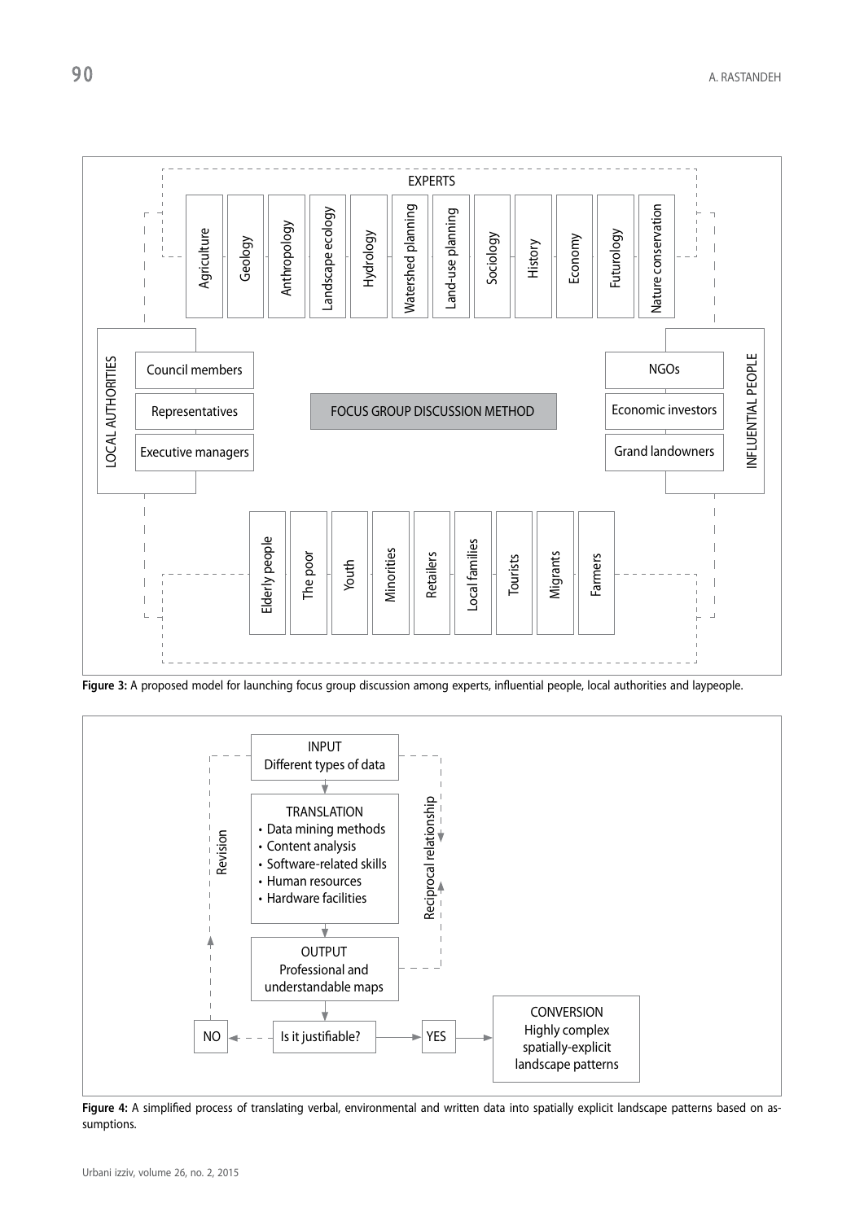EXPERTS

Agriculture | Geology | Anthropology | Landscape ecology | Hydrology | Watershed planning | Land-use planning | Sociology | History | Economy | Futurology | Nature conservation

LOCAL AUTHORITIES

- Council members
- Representatives
- Executive managers

FOCUS GROUP DISCUSSION METHOD

INFLUENTIAL PEOPLE

- NGOs
- Economic investors
- Grand landowners

Elderly people | The poor | Youth | Minorities | Retailers | Local families | Tourists | Migrants | Farmers

**Figure 3:** A proposed model for launching focus group discussion among experts, influential people, local authorities and laypeople.

INPUT
Different types of data

TRANSLATION
- Data mining methods
- Content analysis
- Software-related skills
- Human resources
- Hardware facilities

Reciprocal relationship

Revision

OUTPUT
Professional and understandable maps

Is it justifiable?

NO

YES

CONVERSION
Highly complex spatially-explicit landscape patterns

**Figure 4:** A simplified process of translating verbal, environmental and written data into spatially explicit landscape patterns based on assumptions.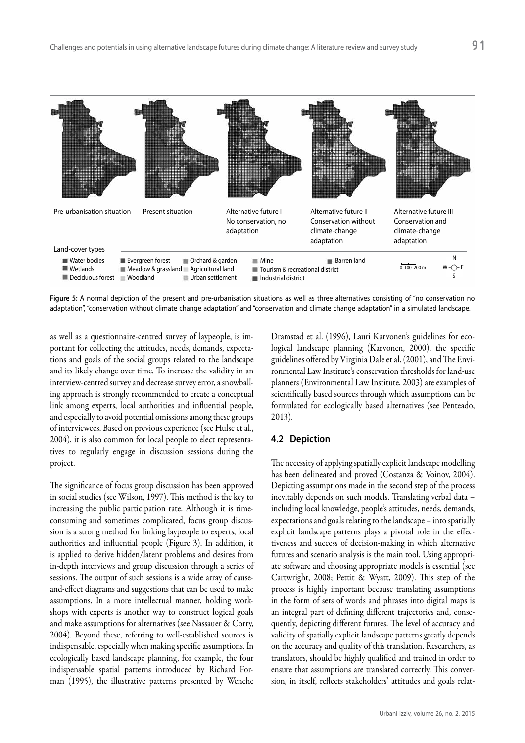Pre-urbanisation situation | Present situation | Alternative future I No conservation, no adaptation | Alternative future II Conservation without climate-change adaptation | Alternative future III Conservation and climate-change adaptation

Land-cover types: Water bodies, Wetlands, Deciduous forest, Evergreen forest, Meadow & grassland, Woodland, Orchard & garden, Agricultural land, Urban settlement, Mine, Tourism & recreational district, Industrial district, Barren land

**Figure 5:** A normal depiction of the present and pre-urbanisation situations as well as three alternatives consisting of "no conservation no adaptation", "conservation without climate change adaptation" and "conservation and climate change adaptation" in a simulated landscape.

as well as a questionnaire-centred survey of laypeople, is important for collecting the attitudes, needs, demands, expectations and goals of the social groups related to the landscape and its likely change over time. To increase the validity in an interview-centred survey and decrease survey error, a snowballing approach is strongly recommended to create a conceptual link among experts, local authorities and influential people, and especially to avoid potential omissions among these groups of interviewees. Based on previous experience (see Hulse et al., 2004), it is also common for local people to elect representatives to regularly engage in discussion sessions during the project.

The significance of focus group discussion has been approved in social studies (see Wilson, 1997). This method is the key to increasing the public participation rate. Although it is time-consuming and sometimes complicated, focus group discussion is a strong method for linking laypeople to experts, local authorities and influential people (Figure 3). In addition, it is applied to derive hidden/latent problems and desires from in-depth interviews and group discussion through a series of sessions. The output of such sessions is a wide array of cause-and-effect diagrams and suggestions that can be used to make assumptions. In a more intellectual manner, holding workshops with experts is another way to construct logical goals and make assumptions for alternatives (see Nassauer & Corry, 2004). Beyond these, referring to well-established sources is indispensable, especially when making specific assumptions. In ecologically based landscape planning, for example, the four indispensable spatial patterns introduced by Richard Forman (1995), the illustrative patterns presented by Wenche Dramstad et al. (1996), Lauri Karvonen's guidelines for ecological landscape planning (Karvonen, 2000), the specific guidelines offered by Virginia Dale et al. (2001), and The Environmental Law Institute's conservation thresholds for land-use planners (Environmental Law Institute, 2003) are examples of scientifically based sources through which assumptions can be formulated for ecologically based alternatives (see Penteado, 2013).

### 4.2 Depiction

The necessity of applying spatially explicit landscape modelling has been delineated and proved (Costanza & Voinov, 2004). Depicting assumptions made in the second step of the process inevitably depends on such models. Translating verbal data – including local knowledge, people's attitudes, needs, demands, expectations and goals relating to the landscape – into spatially explicit landscape patterns plays a pivotal role in the effectiveness and success of decision-making in which alternative futures and scenario analysis is the main tool. Using appropriate software and choosing appropriate models is essential (see Cartwright, 2008; Pettit & Wyatt, 2009). This step of the process is highly important because translating assumptions in the form of sets of words and phrases into digital maps is an integral part of defining different trajectories and, consequently, depicting different futures. The level of accuracy and validity of spatially explicit landscape patterns greatly depends on the accuracy and quality of this translation. Researchers, as translators, should be highly qualified and trained in order to ensure that assumptions are translated correctly. This conversion, in itself, reflects stakeholders' attitudes and goals relat-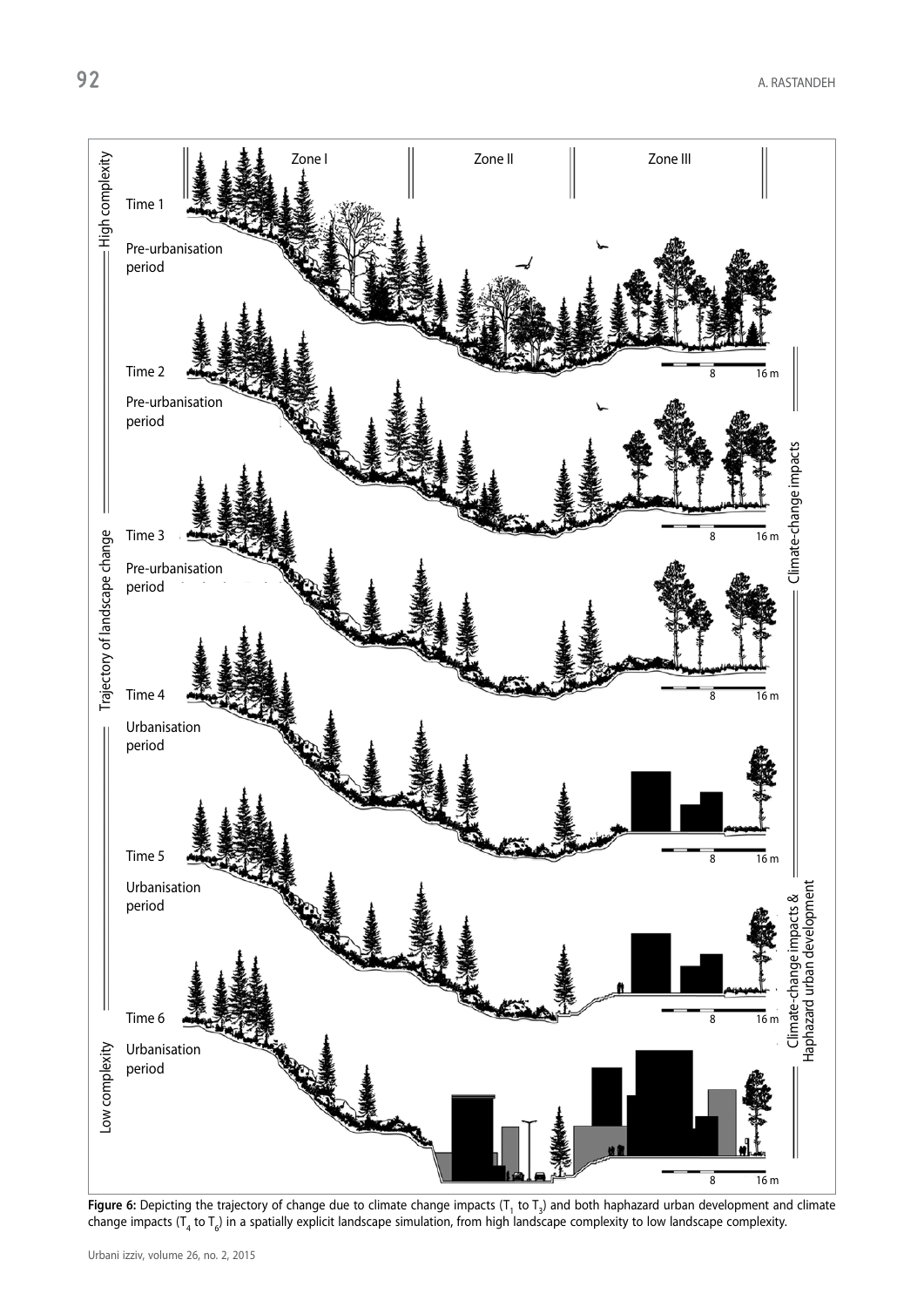**Figure 6:** Depicting the trajectory of change due to climate change impacts ($T_1$ to $T_3$) and both haphazard urban development and climate change impacts ($T_4$ to $T_6$) in a spatially explicit landscape simulation, from high landscape complexity to low landscape complexity.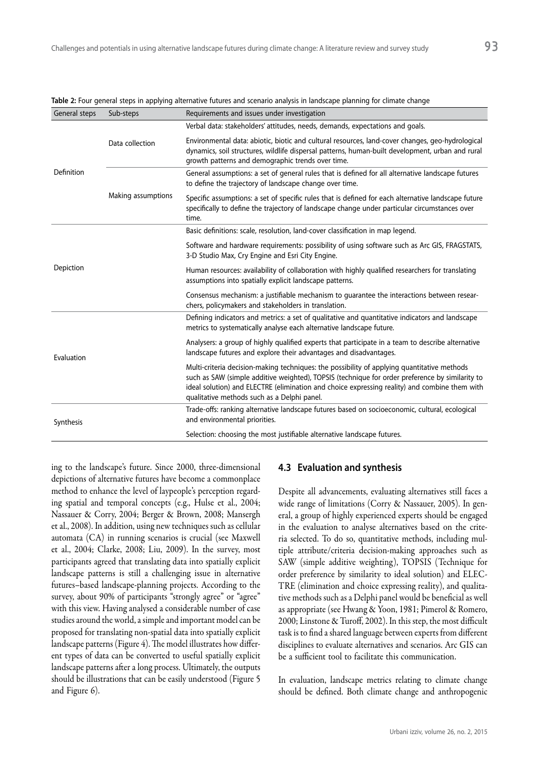**Table 2:** Four general steps in applying alternative futures and scenario analysis in landscape planning for climate change

| General steps | Sub-steps | Requirements and issues under investigation |
|---|---|---|
| Definition | Data collection | Verbal data: stakeholders' attitudes, needs, demands, expectations and goals. |
| | | Environmental data: abiotic, biotic and cultural resources, land-cover changes, geo-hydrological dynamics, soil structures, wildlife dispersal patterns, human-built development, urban and rural growth patterns and demographic trends over time. |
| | Making assumptions | General assumptions: a set of general rules that is defined for all alternative landscape futures to define the trajectory of landscape change over time. |
| | | Specific assumptions: a set of specific rules that is defined for each alternative landscape future specifically to define the trajectory of landscape change under particular circumstances over time. |
| Depiction | | Basic definitions: scale, resolution, land-cover classification in map legend. |
| | | Software and hardware requirements: possibility of using software such as Arc GIS, FRAGSTATS, 3-D Studio Max, Cry Engine and Esri City Engine. |
| | | Human resources: availability of collaboration with highly qualified researchers for translating assumptions into spatially explicit landscape patterns. |
| | | Consensus mechanism: a justifiable mechanism to guarantee the interactions between researchers, policymakers and stakeholders in translation. |
| Evaluation | | Defining indicators and metrics: a set of qualitative and quantitative indicators and landscape metrics to systematically analyse each alternative landscape future. |
| | | Analysers: a group of highly qualified experts that participate in a team to describe alternative landscape futures and explore their advantages and disadvantages. |
| | | Multi-criteria decision-making techniques: the possibility of applying quantitative methods such as SAW (simple additive weighted), TOPSIS (technique for order preference by similarity to ideal solution) and ELECTRE (elimination and choice expressing reality) and combine them with qualitative methods such as a Delphi panel. |
| Synthesis | | Trade-offs: ranking alternative landscape futures based on socioeconomic, cultural, ecological and environmental priorities. |
| | | Selection: choosing the most justifiable alternative landscape futures. |

ing to the landscape's future. Since 2000, three-dimensional depictions of alternative futures have become a commonplace method to enhance the level of laypeople's perception regarding spatial and temporal concepts (e.g., Hulse et al., 2004; Nassauer & Corry, 2004; Berger & Brown, 2008; Mansergh et al., 2008). In addition, using new techniques such as cellular automata (CA) in running scenarios is crucial (see Maxwell et al., 2004; Clarke, 2008; Liu, 2009). In the survey, most participants agreed that translating data into spatially explicit landscape patterns is still a challenging issue in alternative futures–based landscape-planning projects. According to the survey, about 90% of participants "strongly agree" or "agree" with this view. Having analysed a considerable number of case studies around the world, a simple and important model can be proposed for translating non-spatial data into spatially explicit landscape patterns (Figure 4). The model illustrates how different types of data can be converted to useful spatially explicit landscape patterns after a long process. Ultimately, the outputs should be illustrations that can be easily understood (Figure 5 and Figure 6).

### 4.3 Evaluation and synthesis

Despite all advancements, evaluating alternatives still faces a wide range of limitations (Corry & Nassauer, 2005). In general, a group of highly experienced experts should be engaged in the evaluation to analyse alternatives based on the criteria selected. To do so, quantitative methods, including multiple attribute/criteria decision-making approaches such as SAW (simple additive weighting), TOPSIS (Technique for order preference by similarity to ideal solution) and ELECTRE (elimination and choice expressing reality), and qualitative methods such as a Delphi panel would be beneficial as well as appropriate (see Hwang & Yoon, 1981; Pimerol & Romero, 2000; Linstone & Turoff, 2002). In this step, the most difficult task is to find a shared language between experts from different disciplines to evaluate alternatives and scenarios. Arc GIS can be a sufficient tool to facilitate this communication.

In evaluation, landscape metrics relating to climate change should be defined. Both climate change and anthropogenic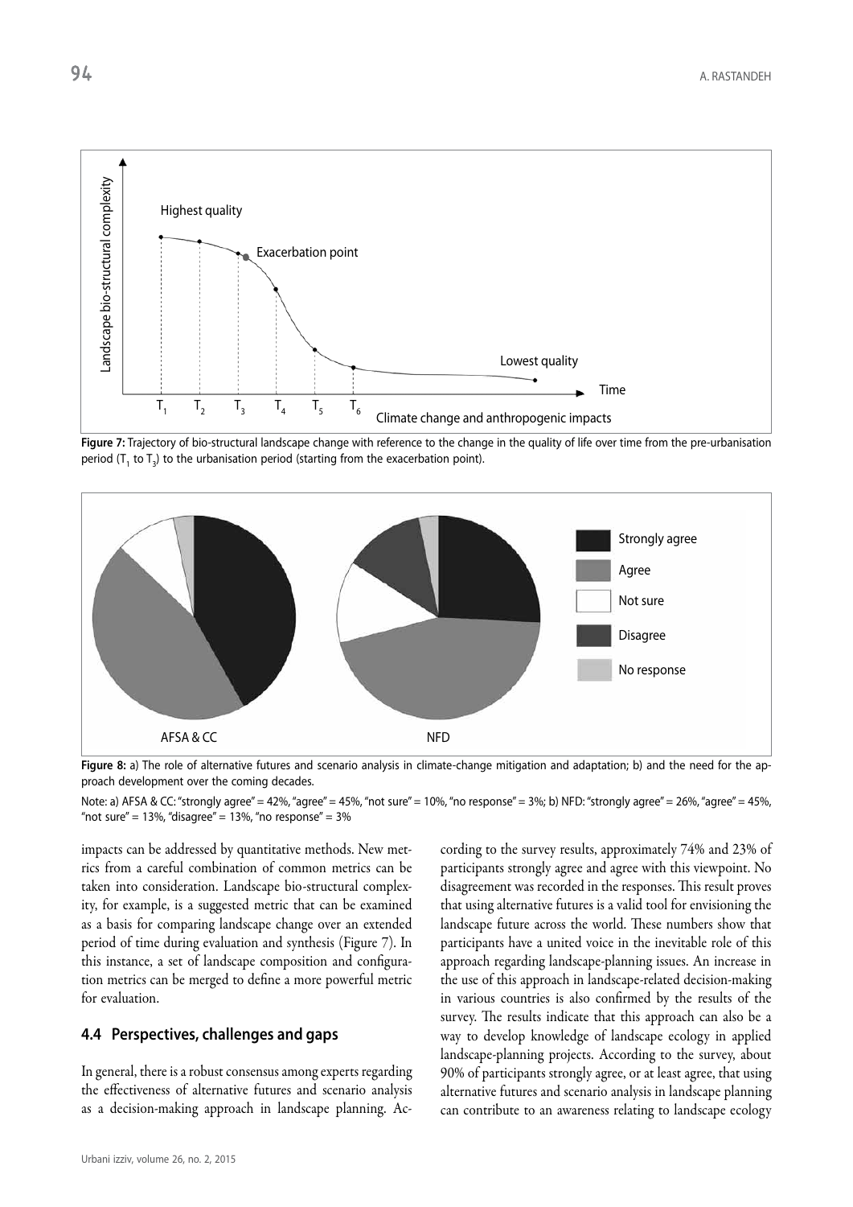**Figure 7:** Trajectory of bio-structural landscape change with reference to the change in the quality of life over time from the pre-urbanisation period ($T_1$ to $T_3$) to the urbanisation period (starting from the exacerbation point).

**Figure 8:** a) The role of alternative futures and scenario analysis in climate-change mitigation and adaptation; b) and the need for the approach development over the coming decades.

Note: a) AFSA & CC: "strongly agree" = 42%, "agree" = 45%, "not sure" = 10%, "no response" = 3%; b) NFD: "strongly agree" = 26%, "agree" = 45%, "not sure" = 13%, "disagree" = 13%, "no response" = 3%

impacts can be addressed by quantitative methods. New metrics from a careful combination of common metrics can be taken into consideration. Landscape bio-structural complexity, for example, is a suggested metric that can be examined as a basis for comparing landscape change over an extended period of time during evaluation and synthesis (Figure 7). In this instance, a set of landscape composition and configuration metrics can be merged to define a more powerful metric for evaluation.

### 4.4 Perspectives, challenges and gaps

In general, there is a robust consensus among experts regarding the effectiveness of alternative futures and scenario analysis as a decision-making approach in landscape planning. According to the survey results, approximately 74% and 23% of participants strongly agree and agree with this viewpoint. No disagreement was recorded in the responses. This result proves that using alternative futures is a valid tool for envisioning the landscape future across the world. These numbers show that participants have a united voice in the inevitable role of this approach regarding landscape-planning issues. An increase in the use of this approach in landscape-related decision-making in various countries is also confirmed by the results of the survey. The results indicate that this approach can also be a way to develop knowledge of landscape ecology in applied landscape-planning projects. According to the survey, about 90% of participants strongly agree, or at least agree, that using alternative futures and scenario analysis in landscape planning can contribute to an awareness relating to landscape ecology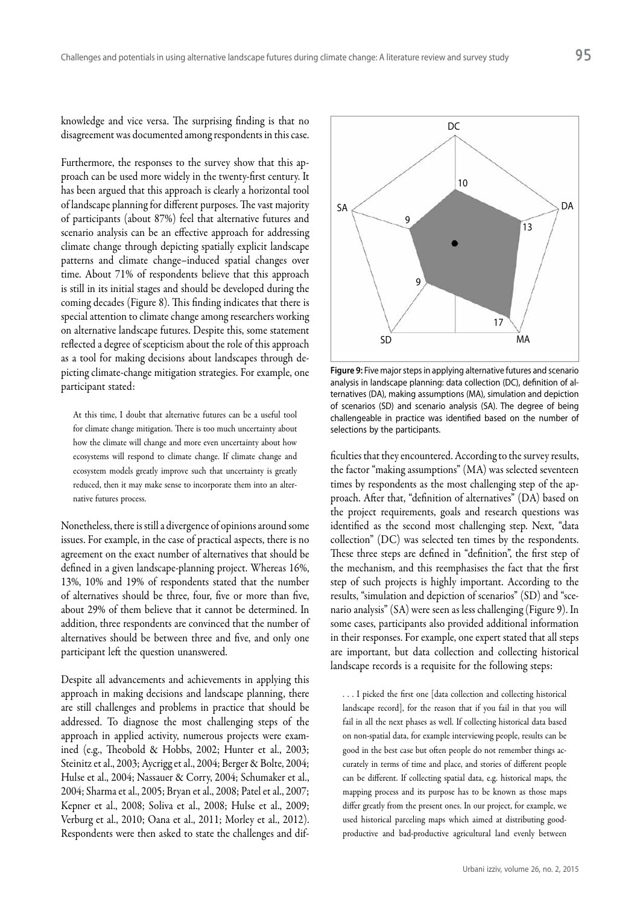knowledge and vice versa. The surprising finding is that no disagreement was documented among respondents in this case.

Furthermore, the responses to the survey show that this approach can be used more widely in the twenty-first century. It has been argued that this approach is clearly a horizontal tool of landscape planning for different purposes. The vast majority of participants (about 87%) feel that alternative futures and scenario analysis can be an effective approach for addressing climate change through depicting spatially explicit landscape patterns and climate change–induced spatial changes over time. About 71% of respondents believe that this approach is still in its initial stages and should be developed during the coming decades (Figure 8). This finding indicates that there is special attention to climate change among researchers working on alternative landscape futures. Despite this, some statement reflected a degree of scepticism about the role of this approach as a tool for making decisions about landscapes through depicting climate-change mitigation strategies. For example, one participant stated:

> At this time, I doubt that alternative futures can be a useful tool for climate change mitigation. There is too much uncertainty about how the climate will change and more even uncertainty about how ecosystems will respond to climate change. If climate change and ecosystem models greatly improve such that uncertainty is greatly reduced, then it may make sense to incorporate them into an alternative futures process.

Nonetheless, there is still a divergence of opinions around some issues. For example, in the case of practical aspects, there is no agreement on the exact number of alternatives that should be defined in a given landscape-planning project. Whereas 16%, 13%, 10% and 19% of respondents stated that the number of alternatives should be three, four, five or more than five, about 29% of them believe that it cannot be determined. In addition, three respondents are convinced that the number of alternatives should be between three and five, and only one participant left the question unanswered.

Despite all advancements and achievements in applying this approach in making decisions and landscape planning, there are still challenges and problems in practice that should be addressed. To diagnose the most challenging steps of the approach in applied activity, numerous projects were examined (e.g., Theobold & Hobbs, 2002; Hunter et al., 2003; Steinitz et al., 2003; Aycrigg et al., 2004; Berger & Bolte, 2004; Hulse et al., 2004; Nassauer & Corry, 2004; Schumaker et al., 2004; Sharma et al., 2005; Bryan et al., 2008; Patel et al., 2007; Kepner et al., 2008; Soliva et al., 2008; Hulse et al., 2009; Verburg et al., 2010; Oana et al., 2011; Morley et al., 2012). Respondents were then asked to state the challenges and difficulties that they encountered. According to the survey results, the factor "making assumptions" (MA) was selected seventeen times by respondents as the most challenging step of the approach. After that, "definition of alternatives" (DA) based on the project requirements, goals and research questions was identified as the second most challenging step. Next, "data collection" (DC) was selected ten times by the respondents. These three steps are defined in "definition", the first step of the mechanism, and this reemphasises the fact that the first step of such projects is highly important. According to the results, "simulation and depiction of scenarios" (SD) and "scenario analysis" (SA) were seen as less challenging (Figure 9). In some cases, participants also provided additional information in their responses. For example, one expert stated that all steps are important, but data collection and collecting historical landscape records is a requisite for the following steps:

**Figure 9:** Five major steps in applying alternative futures and scenario analysis in landscape planning: data collection (DC), definition of alternatives (DA), making assumptions (MA), simulation and depiction of scenarios (SD) and scenario analysis (SA). The degree of being challengeable in practice was identified based on the number of selections by the participants.

> . . . I picked the first one [data collection and collecting historical landscape record], for the reason that if you fail in that you will fail in all the next phases as well. If collecting historical data based on non-spatial data, for example interviewing people, results can be good in the best case but often people do not remember things accurately in terms of time and place, and stories of different people can be different. If collecting spatial data, e.g. historical maps, the mapping process and its purpose has to be known as those maps differ greatly from the present ones. In our project, for example, we used historical parceling maps which aimed at distributing good-productive and bad-productive agricultural land evenly between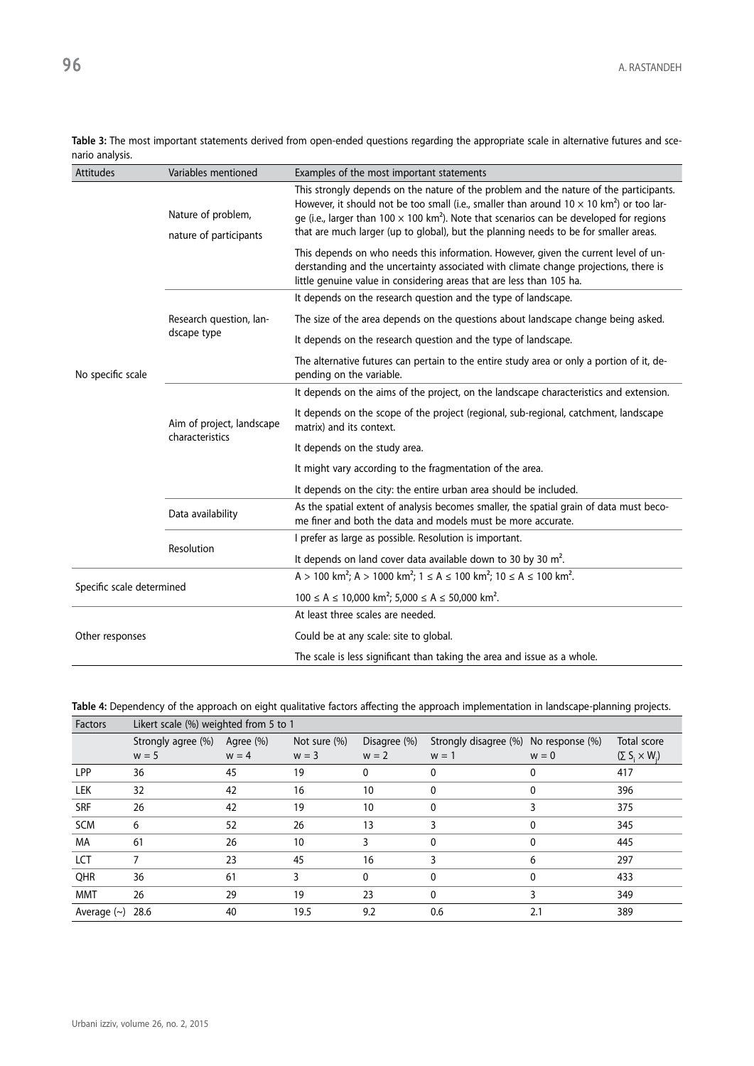**Table 3:** The most important statements derived from open-ended questions regarding the appropriate scale in alternative futures and scenario analysis.

| Attitudes | Variables mentioned | Examples of the most important statements |
|---|---|---|
| No specific scale | Nature of problem, nature of participants | This strongly depends on the nature of the problem and the nature of the participants. However, it should not be too small (i.e., smaller than around $10 \times 10$ km²) or too large (i.e., larger than $100 \times 100$ km²). Note that scenarios can be developed for regions that are much larger (up to global), but the planning needs to be for smaller areas. |
| | | This depends on who needs this information. However, given the current level of understanding and the uncertainty associated with climate change projections, there is little genuine value in considering areas that are less than 105 ha. |
| | Research question, landscape type | It depends on the research question and the type of landscape. |
| | | The size of the area depends on the questions about landscape change being asked. |
| | | It depends on the research question and the type of landscape. |
| | | The alternative futures can pertain to the entire study area or only a portion of it, depending on the variable. |
| | Aim of project, landscape characteristics | It depends on the aims of the project, on the landscape characteristics and extension. |
| | | It depends on the scope of the project (regional, sub-regional, catchment, landscape matrix) and its context. |
| | | It depends on the study area. |
| | | It might vary according to the fragmentation of the area. |
| | | It depends on the city: the entire urban area should be included. |
| | Data availability | As the spatial extent of analysis becomes smaller, the spatial grain of data must become finer and both the data and models must be more accurate. |
| | Resolution | I prefer as large as possible. Resolution is important. |
| | | It depends on land cover data available down to 30 by 30 m². |
| Specific scale determined | | A > 100 km²; A > 1000 km²; 1 ≤ A ≤ 100 km²; 10 ≤ A ≤ 100 km². |
| | | 100 ≤ A ≤ 10,000 km²; 5,000 ≤ A ≤ 50,000 km². |
| Other responses | | At least three scales are needed. |
| | | Could be at any scale: site to global. |
| | | The scale is less significant than taking the area and issue as a whole. |

**Table 4:** Dependency of the approach on eight qualitative factors affecting the approach implementation in landscape-planning projects.

| Factors | Likert scale (%) weighted from 5 to 1 | | | | | | |
|---|---|---|---|---|---|---|---|
| | Strongly agree (%) $w = 5$ | Agree (%) $w = 4$ | Not sure (%) $w = 3$ | Disagree (%) $w = 2$ | Strongly disagree (%) $w = 1$ | No response (%) $w = 0$ | Total score $(\sum S_i \times W_j)$ |
| LPP | 36 | 45 | 19 | 0 | 0 | 0 | 417 |
| LEK | 32 | 42 | 16 | 10 | 0 | 0 | 396 |
| SRF | 26 | 42 | 19 | 10 | 0 | 3 | 375 |
| SCM | 6 | 52 | 26 | 13 | 3 | 0 | 345 |
| MA | 61 | 26 | 10 | 3 | 0 | 0 | 445 |
| LCT | 7 | 23 | 45 | 16 | 3 | 6 | 297 |
| QHR | 36 | 61 | 3 | 0 | 0 | 0 | 433 |
| MMT | 26 | 29 | 19 | 23 | 0 | 3 | 349 |
| Average (~) | 28.6 | 40 | 19.5 | 9.2 | 0.6 | 2.1 | 389 |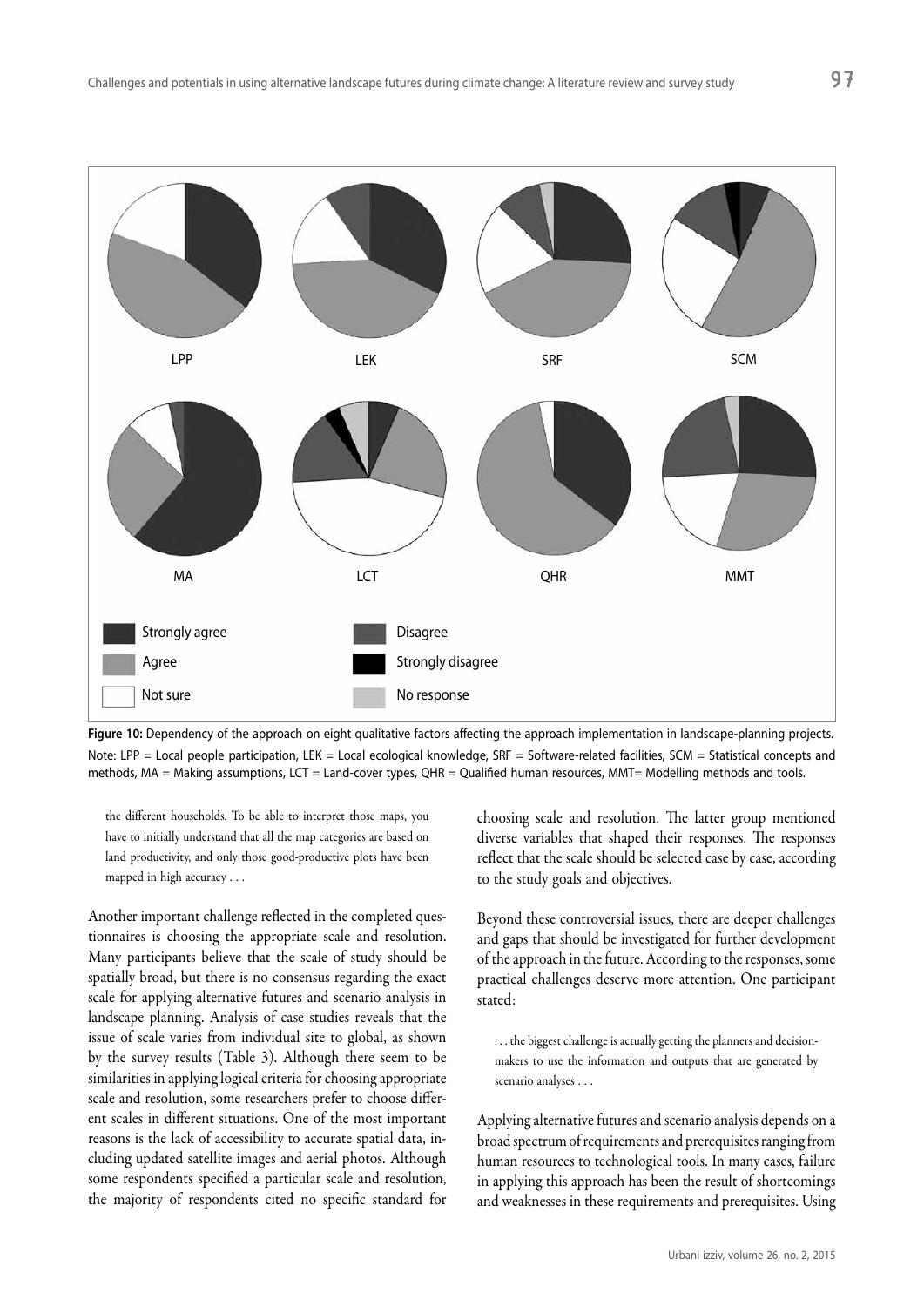Figure 10: Dependency of the approach on eight qualitative factors affecting the approach implementation in landscape-planning projects.
Note: LPP = Local people participation, LEK = Local ecological knowledge, SRF = Software-related facilities, SCM = Statistical concepts and methods, MA = Making assumptions, LCT = Land-cover types, QHR = Qualified human resources, MMT= Modelling methods and tools.

> the different households. To be able to interpret those maps, you have to initially understand that all the map categories are based on land productivity, and only those good-productive plots have been mapped in high accuracy . . .

Another important challenge reflected in the completed questionnaires is choosing the appropriate scale and resolution. Many participants believe that the scale of study should be spatially broad, but there is no consensus regarding the exact scale for applying alternative futures and scenario analysis in landscape planning. Analysis of case studies reveals that the issue of scale varies from individual site to global, as shown by the survey results (Table 3). Although there seem to be similarities in applying logical criteria for choosing appropriate scale and resolution, some researchers prefer to choose different scales in different situations. One of the most important reasons is the lack of accessibility to accurate spatial data, including updated satellite images and aerial photos. Although some respondents specified a particular scale and resolution, the majority of respondents cited no specific standard for choosing scale and resolution. The latter group mentioned diverse variables that shaped their responses. The responses reflect that the scale should be selected case by case, according to the study goals and objectives.

Beyond these controversial issues, there are deeper challenges and gaps that should be investigated for further development of the approach in the future. According to the responses, some practical challenges deserve more attention. One participant stated:

> . . . the biggest challenge is actually getting the planners and decision-makers to use the information and outputs that are generated by scenario analyses . . .

Applying alternative futures and scenario analysis depends on a broad spectrum of requirements and prerequisites ranging from human resources to technological tools. In many cases, failure in applying this approach has been the result of shortcomings and weaknesses in these requirements and prerequisites. Using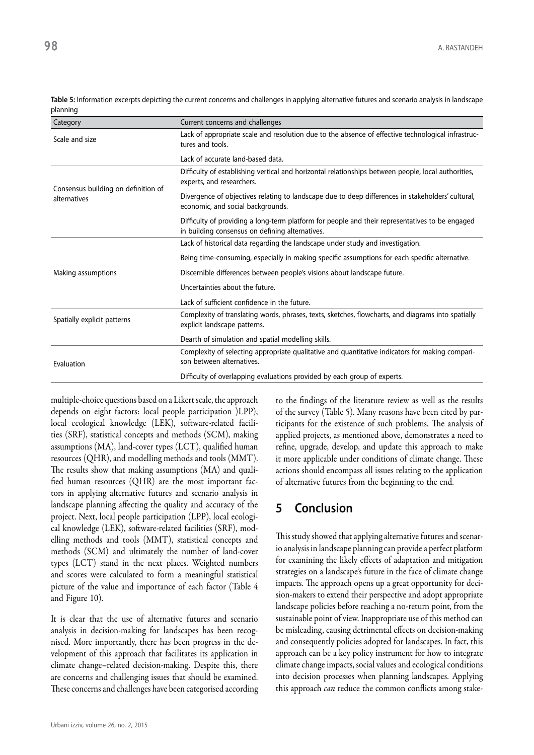**Table 5:** Information excerpts depicting the current concerns and challenges in applying alternative futures and scenario analysis in landscape planning

| Category | Current concerns and challenges |
|---|---|
| Scale and size | Lack of appropriate scale and resolution due to the absence of effective technological infrastructures and tools. |
| | Lack of accurate land-based data. |
| Consensus building on definition of alternatives | Difficulty of establishing vertical and horizontal relationships between people, local authorities, experts, and researchers. |
| | Divergence of objectives relating to landscape due to deep differences in stakeholders' cultural, economic, and social backgrounds. |
| | Difficulty of providing a long-term platform for people and their representatives to be engaged in building consensus on defining alternatives. |
| Making assumptions | Lack of historical data regarding the landscape under study and investigation. |
| | Being time-consuming, especially in making specific assumptions for each specific alternative. |
| | Discernible differences between people's visions about landscape future. |
| | Uncertainties about the future. |
| | Lack of sufficient confidence in the future. |
| Spatially explicit patterns | Complexity of translating words, phrases, texts, sketches, flowcharts, and diagrams into spatially explicit landscape patterns. |
| | Dearth of simulation and spatial modelling skills. |
| Evaluation | Complexity of selecting appropriate qualitative and quantitative indicators for making comparison between alternatives. |
| | Difficulty of overlapping evaluations provided by each group of experts. |

multiple-choice questions based on a Likert scale, the approach depends on eight factors: local people participation )LPP), local ecological knowledge (LEK), software-related facilities (SRF), statistical concepts and methods (SCM), making assumptions (MA), land-cover types (LCT), qualified human resources (QHR), and modelling methods and tools (MMT). The results show that making assumptions (MA) and qualified human resources (QHR) are the most important factors in applying alternative futures and scenario analysis in landscape planning affecting the quality and accuracy of the project. Next, local people participation (LPP), local ecological knowledge (LEK), software-related facilities (SRF), modelling methods and tools (MMT), statistical concepts and methods (SCM) and ultimately the number of land-cover types (LCT) stand in the next places. Weighted numbers and scores were calculated to form a meaningful statistical picture of the value and importance of each factor (Table 4 and Figure 10).

It is clear that the use of alternative futures and scenario analysis in decision-making for landscapes has been recognised. More importantly, there has been progress in the development of this approach that facilitates its application in climate change–related decision-making. Despite this, there are concerns and challenging issues that should be examined. These concerns and challenges have been categorised according to the findings of the literature review as well as the results of the survey (Table 5). Many reasons have been cited by participants for the existence of such problems. The analysis of applied projects, as mentioned above, demonstrates a need to refine, upgrade, develop, and update this approach to make it more applicable under conditions of climate change. These actions should encompass all issues relating to the application of alternative futures from the beginning to the end.

## 5 Conclusion

This study showed that applying alternative futures and scenario analysis in landscape planning can provide a perfect platform for examining the likely effects of adaptation and mitigation strategies on a landscape's future in the face of climate change impacts. The approach opens up a great opportunity for decision-makers to extend their perspective and adopt appropriate landscape policies before reaching a no-return point, from the sustainable point of view. Inappropriate use of this method can be misleading, causing detrimental effects on decision-making and consequently policies adopted for landscapes. In fact, this approach can be a key policy instrument for how to integrate climate change impacts, social values and ecological conditions into decision processes when planning landscapes. Applying this approach *can* reduce the common conflicts among stake-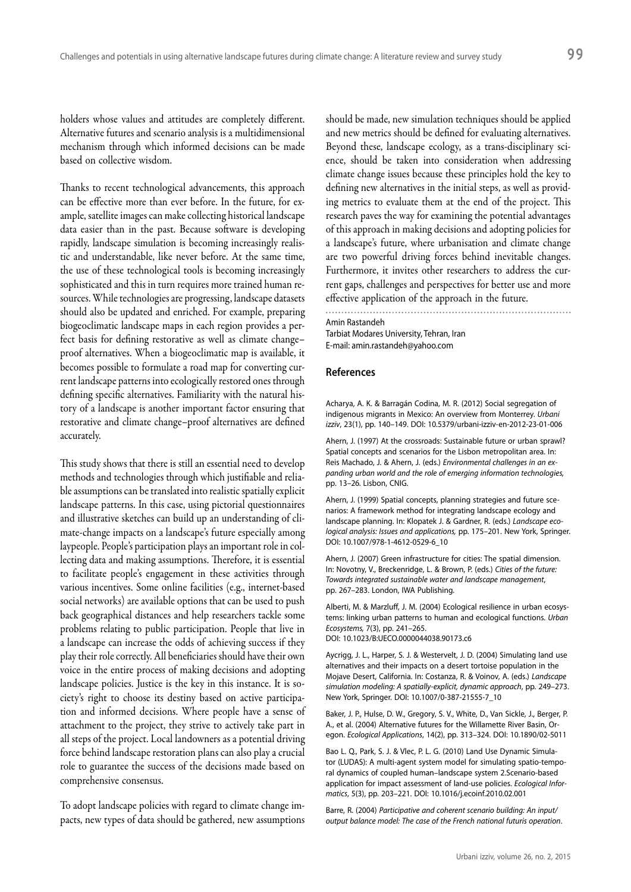holders whose values and attitudes are completely different. Alternative futures and scenario analysis is a multidimensional mechanism through which informed decisions can be made based on collective wisdom.

Thanks to recent technological advancements, this approach can be effective more than ever before. In the future, for example, satellite images can make collecting historical landscape data easier than in the past. Because software is developing rapidly, landscape simulation is becoming increasingly realistic and understandable, like never before. At the same time, the use of these technological tools is becoming increasingly sophisticated and this in turn requires more trained human resources. While technologies are progressing, landscape datasets should also be updated and enriched. For example, preparing biogeoclimatic landscape maps in each region provides a perfect basis for defining restorative as well as climate change–proof alternatives. When a biogeoclimatic map is available, it becomes possible to formulate a road map for converting current landscape patterns into ecologically restored ones through defining specific alternatives. Familiarity with the natural history of a landscape is another important factor ensuring that restorative and climate change–proof alternatives are defined accurately.

This study shows that there is still an essential need to develop methods and technologies through which justifiable and reliable assumptions can be translated into realistic spatially explicit landscape patterns. In this case, using pictorial questionnaires and illustrative sketches can build up an understanding of climate-change impacts on a landscape's future especially among laypeople. People's participation plays an important role in collecting data and making assumptions. Therefore, it is essential to facilitate people's engagement in these activities through various incentives. Some online facilities (e.g., internet-based social networks) are available options that can be used to push back geographical distances and help researchers tackle some problems relating to public participation. People that live in a landscape can increase the odds of achieving success if they play their role correctly. All beneficiaries should have their own voice in the entire process of making decisions and adopting landscape policies. Justice is the key in this instance. It is society's right to choose its destiny based on active participation and informed decisions. Where people have a sense of attachment to the project, they strive to actively take part in all steps of the project. Local landowners as a potential driving force behind landscape restoration plans can also play a crucial role to guarantee the success of the decisions made based on comprehensive consensus.

To adopt landscape policies with regard to climate change impacts, new types of data should be gathered, new assumptions should be made, new simulation techniques should be applied and new metrics should be defined for evaluating alternatives. Beyond these, landscape ecology, as a trans-disciplinary science, should be taken into consideration when addressing climate change issues because these principles hold the key to defining new alternatives in the initial steps, as well as providing metrics to evaluate them at the end of the project. This research paves the way for examining the potential advantages of this approach in making decisions and adopting policies for a landscape's future, where urbanisation and climate change are two powerful driving forces behind inevitable changes. Furthermore, it invites other researchers to address the current gaps, challenges and perspectives for better use and more effective application of the approach in the future.

Amin Rastandeh
Tarbiat Modares University, Tehran, Iran
E-mail: amin.rastandeh@yahoo.com

## References

Acharya, A. K. & Barragán Codina, M. R. (2012) Social segregation of indigenous migrants in Mexico: An overview from Monterrey. *Urbani izziv*, 23(1), pp. 140–149. DOI: 10.5379/urbani-izziv-en-2012-23-01-006

Ahern, J. (1997) At the crossroads: Sustainable future or urban sprawl? Spatial concepts and scenarios for the Lisbon metropolitan area. In: Reis Machado, J. & Ahern, J. (eds.) *Environmental challenges in an expanding urban world and the role of emerging information technologies*, pp. 13–26. Lisbon, CNIG.

Ahern, J. (1999) Spatial concepts, planning strategies and future scenarios: A framework method for integrating landscape ecology and landscape planning. In: Klopatek J. & Gardner, R. (eds.) *Landscape ecological analysis: Issues and applications,* pp. 175–201. New York, Springer. DOI: 10.1007/978-1-4612-0529-6_10

Ahern, J. (2007) Green infrastructure for cities: The spatial dimension. In: Novotny, V., Breckenridge, L. & Brown, P. (eds.) *Cities of the future: Towards integrated sustainable water and landscape management*, pp. 267–283. London, IWA Publishing.

Alberti, M. & Marzluff, J. M. (2004) Ecological resilience in urban ecosystems: linking urban patterns to human and ecological functions. *Urban Ecosystems,* 7(3), pp. 241–265. DOI: 10.1023/B:UECO.0000044038.90173.c6

Aycrigg, J. L., Harper, S. J. & Westervelt, J. D. (2004) Simulating land use alternatives and their impacts on a desert tortoise population in the Mojave Desert, California. In: Costanza, R. & Voinov, A. (eds.) *Landscape simulation modeling: A spatially-explicit, dynamic approach*, pp. 249–273. New York, Springer. DOI: 10.1007/0-387-21555-7_10

Baker, J. P., Hulse, D. W., Gregory, S. V., White, D., Van Sickle, J., Berger, P. A., et al. (2004) Alternative futures for the Willamette River Basin, Oregon. *Ecological Applications*, 14(2), pp. 313–324. DOI: 10.1890/02-5011

Bao L. Q., Park, S. J. & Vlec, P. L. G. (2010) Land Use Dynamic Simulator (LUDAS): A multi-agent system model for simulating spatio-temporal dynamics of coupled human–landscape system 2.Scenario-based application for impact assessment of land-use policies. *Ecological Informatics*, 5(3), pp. 203–221. DOI: 10.1016/j.ecoinf.2010.02.001

Barre, R. (2004) *Participative and coherent scenario building: An input/output balance model: The case of the French national futuris operation*.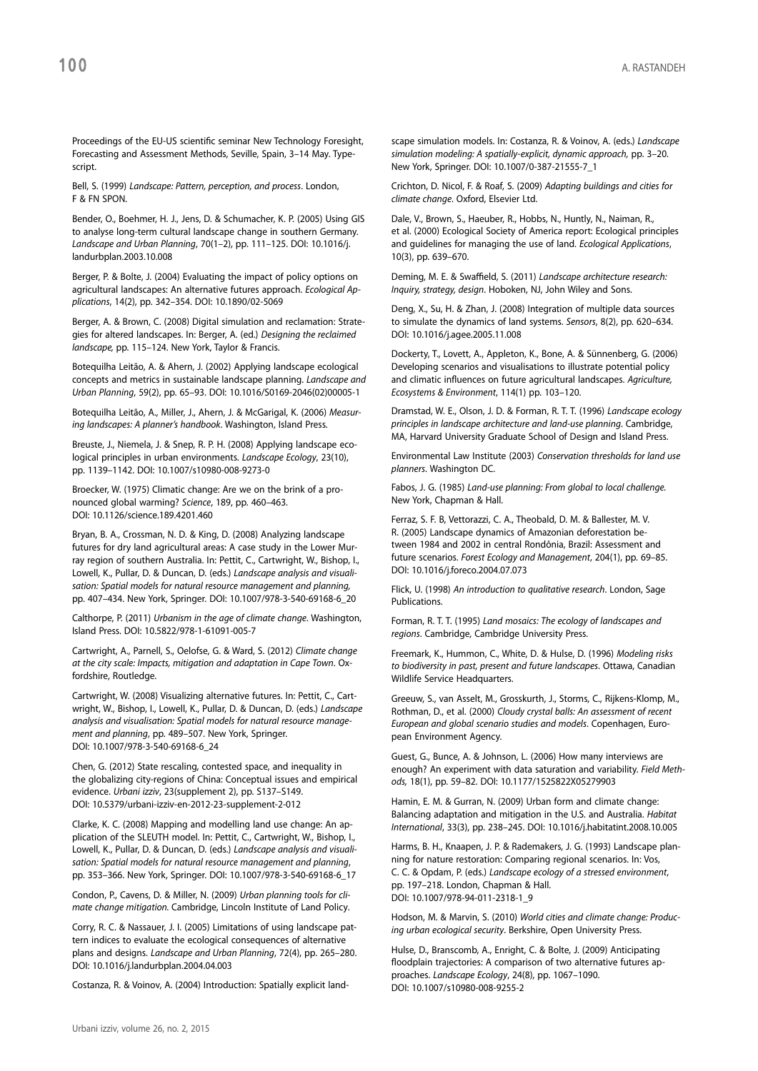Proceedings of the EU-US scientific seminar New Technology Foresight, Forecasting and Assessment Methods, Seville, Spain, 3–14 May. Typescript.

Bell, S. (1999) *Landscape: Pattern, perception, and process*. London, F & FN SPON.

Bender, O., Boehmer, H. J., Jens, D. & Schumacher, K. P. (2005) Using GIS to analyse long-term cultural landscape change in southern Germany. *Landscape and Urban Planning*, 70(1–2), pp. 111–125. DOI: 10.1016/j.landurbplan.2003.10.008

Berger, P. & Bolte, J. (2004) Evaluating the impact of policy options on agricultural landscapes: An alternative futures approach. *Ecological Applications*, 14(2), pp. 342–354. DOI: 10.1890/02-5069

Berger, A. & Brown, C. (2008) Digital simulation and reclamation: Strategies for altered landscapes. In: Berger, A. (ed.) *Designing the reclaimed landscape,* pp. 115–124. New York, Taylor & Francis.

Botequilha Leitão, A. & Ahern, J. (2002) Applying landscape ecological concepts and metrics in sustainable landscape planning. *Landscape and Urban Planning*, 59(2), pp. 65–93. DOI: 10.1016/S0169-2046(02)00005-1

Botequilha Leitão, A., Miller, J., Ahern, J. & McGarigal, K. (2006) *Measuring landscapes: A planner's handbook*. Washington, Island Press.

Breuste, J., Niemela, J. & Snep, R. P. H. (2008) Applying landscape ecological principles in urban environments. *Landscape Ecology*, 23(10), pp. 1139–1142. DOI: 10.1007/s10980-008-9273-0

Broecker, W. (1975) Climatic change: Are we on the brink of a pronounced global warming? *Science*, 189, pp. 460–463. DOI: 10.1126/science.189.4201.460

Bryan, B. A., Crossman, N. D. & King, D. (2008) Analyzing landscape futures for dry land agricultural areas: A case study in the Lower Murray region of southern Australia. In: Pettit, C., Cartwright, W., Bishop, I., Lowell, K., Pullar, D. & Duncan, D. (eds.) *Landscape analysis and visualisation: Spatial models for natural resource management and planning,* pp. 407–434. New York, Springer. DOI: 10.1007/978-3-540-69168-6_20

Calthorpe, P. (2011) *Urbanism in the age of climate change*. Washington, Island Press. DOI: 10.5822/978-1-61091-005-7

Cartwright, A., Parnell, S., Oelofse, G. & Ward, S. (2012) *Climate change at the city scale: Impacts, mitigation and adaptation in Cape Town*. Oxfordshire, Routledge.

Cartwright, W. (2008) Visualizing alternative futures. In: Pettit, C., Cartwright, W., Bishop, I., Lowell, K., Pullar, D. & Duncan, D. (eds.) *Landscape analysis and visualisation: Spatial models for natural resource management and planning*, pp. 489–507. New York, Springer. DOI: 10.1007/978-3-540-69168-6_24

Chen, G. (2012) State rescaling, contested space, and inequality in the globalizing city-regions of China: Conceptual issues and empirical evidence. *Urbani izziv*, 23(supplement 2), pp. S137–S149. DOI: 10.5379/urbani-izziv-en-2012-23-supplement-2-012

Clarke, K. C. (2008) Mapping and modelling land use change: An application of the SLEUTH model. In: Pettit, C., Cartwright, W., Bishop, I., Lowell, K., Pullar, D. & Duncan, D. (eds.) *Landscape analysis and visualisation: Spatial models for natural resource management and planning*, pp. 353–366. New York, Springer. DOI: 10.1007/978-3-540-69168-6_17

Condon, P., Cavens, D. & Miller, N. (2009) *Urban planning tools for climate change mitigation*. Cambridge, Lincoln Institute of Land Policy.

Corry, R. C. & Nassauer, J. I. (2005) Limitations of using landscape pattern indices to evaluate the ecological consequences of alternative plans and designs. *Landscape and Urban Planning*, 72(4), pp. 265–280. DOI: 10.1016/j.landurbplan.2004.04.003

Costanza, R. & Voinov, A. (2004) Introduction: Spatially explicit landscape simulation models. In: Costanza, R. & Voinov, A. (eds.) *Landscape simulation modeling: A spatially-explicit, dynamic approach,* pp. 3–20. New York, Springer. DOI: 10.1007/0-387-21555-7_1

Crichton, D. Nicol, F. & Roaf, S. (2009) *Adapting buildings and cities for climate change*. Oxford, Elsevier Ltd.

Dale, V., Brown, S., Haeuber, R., Hobbs, N., Huntly, N., Naiman, R., et al. (2000) Ecological Society of America report: Ecological principles and guidelines for managing the use of land. *Ecological Applications*, 10(3), pp. 639–670.

Deming, M. E. & Swaffield, S. (2011) *Landscape architecture research: Inquiry, strategy, design*. Hoboken, NJ, John Wiley and Sons.

Deng, X., Su, H. & Zhan, J. (2008) Integration of multiple data sources to simulate the dynamics of land systems. *Sensors*, 8(2), pp. 620–634. DOI: 10.1016/j.agee.2005.11.008

Dockerty, T., Lovett, A., Appleton, K., Bone, A. & Sünnenberg, G. (2006) Developing scenarios and visualisations to illustrate potential policy and climatic influences on future agricultural landscapes. *Agriculture, Ecosystems & Environment*, 114(1) pp. 103–120.

Dramstad, W. E., Olson, J. D. & Forman, R. T. T. (1996) *Landscape ecology principles in landscape architecture and land-use planning*. Cambridge, MA, Harvard University Graduate School of Design and Island Press.

Environmental Law Institute (2003) *Conservation thresholds for land use planners*. Washington DC.

Fabos, J. G. (1985) *Land-use planning: From global to local challenge.* New York, Chapman & Hall.

Ferraz, S. F. B, Vettorazzi, C. A., Theobald, D. M. & Ballester, M. V. R. (2005) Landscape dynamics of Amazonian deforestation between 1984 and 2002 in central Rondônia, Brazil: Assessment and future scenarios. *Forest Ecology and Management*, 204(1), pp. 69–85. DOI: 10.1016/j.foreco.2004.07.073

Flick, U. (1998) *An introduction to qualitative research*. London, Sage Publications.

Forman, R. T. T. (1995) *Land mosaics: The ecology of landscapes and regions*. Cambridge, Cambridge University Press.

Freemark, K., Hummon, C., White, D. & Hulse, D. (1996) *Modeling risks to biodiversity in past, present and future landscapes*. Ottawa, Canadian Wildlife Service Headquarters.

Greeuw, S., van Asselt, M., Grosskurth, J., Storms, C., Rijkens-Klomp, M., Rothman, D., et al. (2000) *Cloudy crystal balls: An assessment of recent European and global scenario studies and models*. Copenhagen, European Environment Agency.

Guest, G., Bunce, A. & Johnson, L. (2006) How many interviews are enough? An experiment with data saturation and variability. *Field Methods,* 18(1), pp. 59–82. DOI: 10.1177/1525822X05279903

Hamin, E. M. & Gurran, N. (2009) Urban form and climate change: Balancing adaptation and mitigation in the U.S. and Australia. *Habitat International*, 33(3), pp. 238–245. DOI: 10.1016/j.habitatint.2008.10.005

Harms, B. H., Knaapen, J. P. & Rademakers, J. G. (1993) Landscape planning for nature restoration: Comparing regional scenarios. In: Vos, C. C. & Opdam, P. (eds.) *Landscape ecology of a stressed environment*, pp. 197–218. London, Chapman & Hall. DOI: 10.1007/978-94-011-2318-1_9

Hodson, M. & Marvin, S. (2010) *World cities and climate change: Producing urban ecological security*. Berkshire, Open University Press.

Hulse, D., Branscomb, A., Enright, C. & Bolte, J. (2009) Anticipating floodplain trajectories: A comparison of two alternative futures approaches. *Landscape Ecology*, 24(8), pp. 1067–1090. DOI: 10.1007/s10980-008-9255-2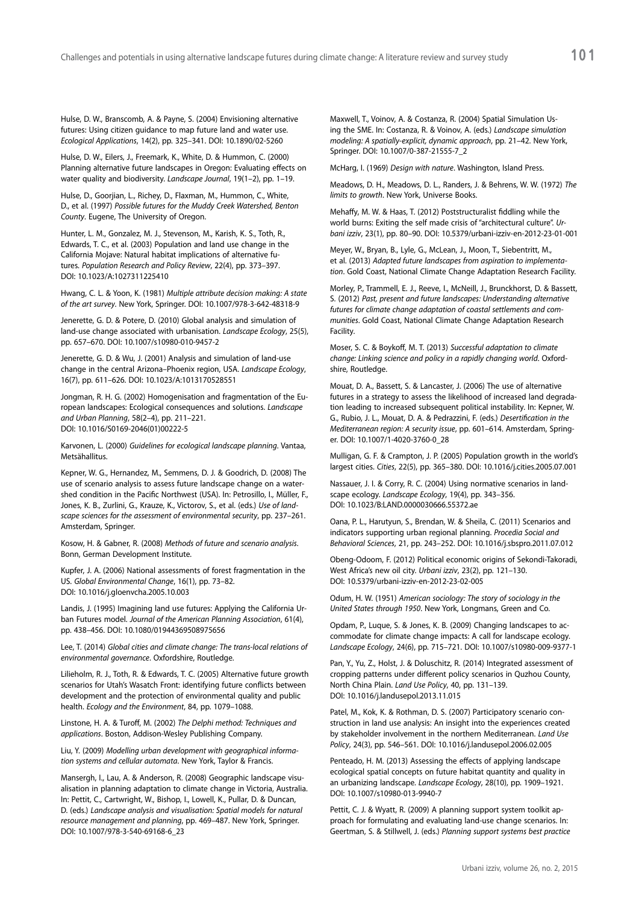Hulse, D. W., Branscomb, A. & Payne, S. (2004) Envisioning alternative futures: Using citizen guidance to map future land and water use. *Ecological Applications*, 14(2), pp. 325–341. DOI: 10.1890/02-5260

Hulse, D. W., Eilers, J., Freemark, K., White, D. & Hummon, C. (2000) Planning alternative future landscapes in Oregon: Evaluating effects on water quality and biodiversity. *Landscape Journal*, 19(1–2), pp. 1–19.

Hulse, D., Goorjian, L., Richey, D., Flaxman, M., Hummon, C., White, D., et al. (1997) *Possible futures for the Muddy Creek Watershed, Benton County*. Eugene, The University of Oregon.

Hunter, L. M., Gonzalez, M. J., Stevenson, M., Karish, K. S., Toth, R., Edwards, T. C., et al. (2003) Population and land use change in the California Mojave: Natural habitat implications of alternative futures. *Population Research and Policy Review*, 22(4), pp. 373–397. DOI: 10.1023/A:1027311225410

Hwang, C. L. & Yoon, K. (1981) *Multiple attribute decision making: A state of the art survey*. New York, Springer. DOI: 10.1007/978-3-642-48318-9

Jenerette, G. D. & Potere, D. (2010) Global analysis and simulation of land-use change associated with urbanisation. *Landscape Ecology*, 25(5), pp. 657–670. DOI: 10.1007/s10980-010-9457-2

Jenerette, G. D. & Wu, J. (2001) Analysis and simulation of land-use change in the central Arizona–Phoenix region, USA. *Landscape Ecology*, 16(7), pp. 611–626. DOI: 10.1023/A:1013170528551

Jongman, R. H. G. (2002) Homogenisation and fragmentation of the European landscapes: Ecological consequences and solutions. *Landscape and Urban Planning*, 58(2–4), pp. 211–221. DOI: 10.1016/S0169-2046(01)00222-5

Karvonen, L. (2000) *Guidelines for ecological landscape planning*. Vantaa, Metsähallitus.

Kepner, W. G., Hernandez, M., Semmens, D. J. & Goodrich, D. (2008) The use of scenario analysis to assess future landscape change on a watershed condition in the Pacific Northwest (USA). In: Petrosillo, I., Müller, F., Jones, K. B., Zurlini, G., Krauze, K., Victorov, S., et al. (eds.) *Use of landscape sciences for the assessment of environmental security*, pp. 237–261. Amsterdam, Springer.

Kosow, H. & Gabner, R. (2008) *Methods of future and scenario analysis*. Bonn, German Development Institute.

Kupfer, J. A. (2006) National assessments of forest fragmentation in the US. *Global Environmental Change*, 16(1), pp. 73–82. DOI: 10.1016/j.gloenvcha.2005.10.003

Landis, J. (1995) Imagining land use futures: Applying the California Urban Futures model. *Journal of the American Planning Association*, 61(4), pp. 438–456. DOI: 10.1080/01944369508975656

Lee, T. (2014) *Global cities and climate change: The trans-local relations of environmental governance*. Oxfordshire, Routledge.

Lilieholm, R. J., Toth, R. & Edwards, T. C. (2005) Alternative future growth scenarios for Utah's Wasatch Front: identifying future conflicts between development and the protection of environmental quality and public health. *Ecology and the Environment*, 84, pp. 1079–1088.

Linstone, H. A. & Turoff, M. (2002) *The Delphi method: Techniques and applications*. Boston, Addison-Wesley Publishing Company.

Liu, Y. (2009) *Modelling urban development with geographical information systems and cellular automata*. New York, Taylor & Francis.

Mansergh, I., Lau, A. & Anderson, R. (2008) Geographic landscape visualisation in planning adaptation to climate change in Victoria, Australia. In: Pettit, C., Cartwright, W., Bishop, I., Lowell, K., Pullar, D. & Duncan, D. (eds.) *Landscape analysis and visualisation: Spatial models for natural resource management and planning*, pp. 469–487. New York, Springer. DOI: 10.1007/978-3-540-69168-6_23

Maxwell, T., Voinov, A. & Costanza, R. (2004) Spatial Simulation Using the SME. In: Costanza, R. & Voinov, A. (eds.) *Landscape simulation modeling: A spatially-explicit, dynamic approach*, pp. 21–42. New York, Springer. DOI: 10.1007/0-387-21555-7_2

McHarg, I. (1969) *Design with nature*. Washington, Island Press.

Meadows, D. H., Meadows, D. L., Randers, J. & Behrens, W. W. (1972) *The limits to growth*. New York, Universe Books.

Mehaffy, M. W. & Haas, T. (2012) Poststructuralist fiddling while the world burns: Exiting the self made crisis of "architectural culture". *Urbani izziv*, 23(1), pp. 80–90. DOI: 10.5379/urbani-izziv-en-2012-23-01-001

Meyer, W., Bryan, B., Lyle, G., McLean, J., Moon, T., Siebentritt, M., et al. (2013) *Adapted future landscapes from aspiration to implementation*. Gold Coast, National Climate Change Adaptation Research Facility.

Morley, P., Trammell, E. J., Reeve, I., McNeill, J., Brunckhorst, D. & Bassett, S. (2012) *Past, present and future landscapes: Understanding alternative futures for climate change adaptation of coastal settlements and communities*. Gold Coast, National Climate Change Adaptation Research Facility.

Moser, S. C. & Boykoff, M. T. (2013) *Successful adaptation to climate change: Linking science and policy in a rapidly changing world*. Oxfordshire, Routledge.

Mouat, D. A., Bassett, S. & Lancaster, J. (2006) The use of alternative futures in a strategy to assess the likelihood of increased land degradation leading to increased subsequent political instability. In: Kepner, W. G., Rubio, J. L., Mouat, D. A. & Pedrazzini, F. (eds.) *Desertification in the Mediterranean region: A security issue*, pp. 601–614. Amsterdam, Springer. DOI: 10.1007/1-4020-3760-0_28

Mulligan, G. F. & Crampton, J. P. (2005) Population growth in the world's largest cities. *Cities*, 22(5), pp. 365–380. DOI: 10.1016/j.cities.2005.07.001

Nassauer, J. I. & Corry, R. C. (2004) Using normative scenarios in landscape ecology. *Landscape Ecology*, 19(4), pp. 343–356. DOI: 10.1023/B:LAND.0000030666.55372.ae

Oana, P. L., Harutyun, S., Brendan, W. & Sheila, C. (2011) Scenarios and indicators supporting urban regional planning. *Procedia Social and Behavioral Sciences*, 21, pp. 243–252. DOI: 10.1016/j.sbspro.2011.07.012

Obeng-Odoom, F. (2012) Political economic origins of Sekondi-Takoradi, West Africa's new oil city. *Urbani izziv*, 23(2), pp. 121–130. DOI: 10.5379/urbani-izziv-en-2012-23-02-005

Odum, H. W. (1951) *American sociology: The story of sociology in the United States through 1950*. New York, Longmans, Green and Co.

Opdam, P., Luque, S. & Jones, K. B. (2009) Changing landscapes to accommodate for climate change impacts: A call for landscape ecology. *Landscape Ecology*, 24(6), pp. 715–721. DOI: 10.1007/s10980-009-9377-1

Pan, Y., Yu, Z., Holst, J. & Doluschitz, R. (2014) Integrated assessment of cropping patterns under different policy scenarios in Quzhou County, North China Plain. *Land Use Policy*, 40, pp. 131–139. DOI: 10.1016/j.landusepol.2013.11.015

Patel, M., Kok, K. & Rothman, D. S. (2007) Participatory scenario construction in land use analysis: An insight into the experiences created by stakeholder involvement in the northern Mediterranean. *Land Use Policy*, 24(3), pp. 546–561. DOI: 10.1016/j.landusepol.2006.02.005

Penteado, H. M. (2013) Assessing the effects of applying landscape ecological spatial concepts on future habitat quantity and quality in an urbanizing landscape. *Landscape Ecology*, 28(10), pp. 1909–1921. DOI: 10.1007/s10980-013-9940-7

Pettit, C. J. & Wyatt, R. (2009) A planning support system toolkit approach for formulating and evaluating land-use change scenarios. In: Geertman, S. & Stillwell, J. (eds.) *Planning support systems best practice*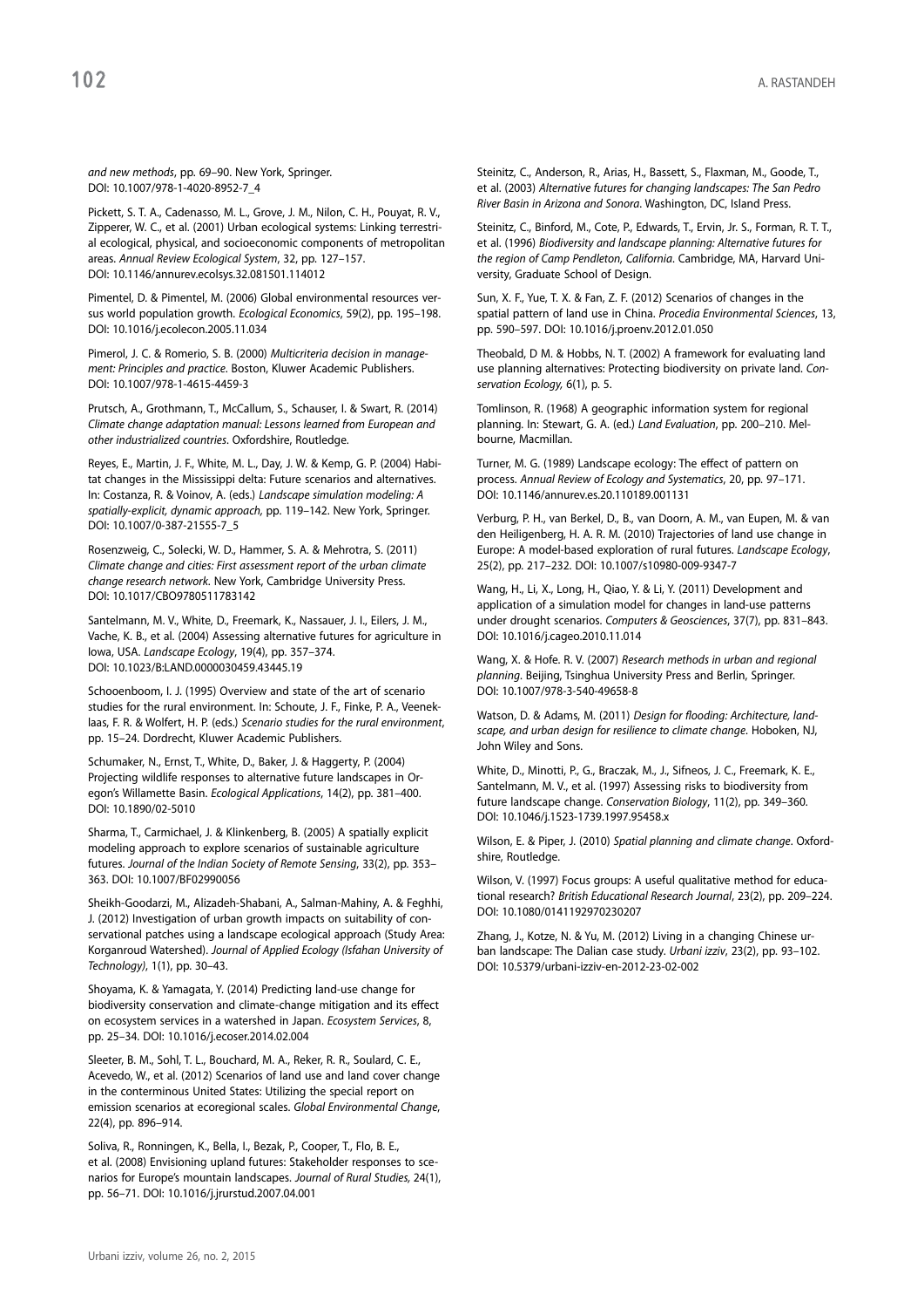*and new methods*, pp. 69–90. New York, Springer. DOI: 10.1007/978-1-4020-8952-7_4

Pickett, S. T. A., Cadenasso, M. L., Grove, J. M., Nilon, C. H., Pouyat, R. V., Zipperer, W. C., et al. (2001) Urban ecological systems: Linking terrestrial ecological, physical, and socioeconomic components of metropolitan areas. *Annual Review Ecological System*, 32, pp. 127–157. DOI: 10.1146/annurev.ecolsys.32.081501.114012

Pimentel, D. & Pimentel, M. (2006) Global environmental resources versus world population growth. *Ecological Economics*, 59(2), pp. 195–198. DOI: 10.1016/j.ecolecon.2005.11.034

Pimerol, J. C. & Romerio, S. B. (2000) *Multicriteria decision in management: Principles and practice*. Boston, Kluwer Academic Publishers. DOI: 10.1007/978-1-4615-4459-3

Prutsch, A., Grothmann, T., McCallum, S., Schauser, I. & Swart, R. (2014) *Climate change adaptation manual: Lessons learned from European and other industrialized countries*. Oxfordshire, Routledge.

Reyes, E., Martin, J. F., White, M. L., Day, J. W. & Kemp, G. P. (2004) Habitat changes in the Mississippi delta: Future scenarios and alternatives. In: Costanza, R. & Voinov, A. (eds.) *Landscape simulation modeling: A spatially-explicit, dynamic approach*, pp. 119–142. New York, Springer. DOI: 10.1007/0-387-21555-7_5

Rosenzweig, C., Solecki, W. D., Hammer, S. A. & Mehrotra, S. (2011) *Climate change and cities: First assessment report of the urban climate change research network*. New York, Cambridge University Press. DOI: 10.1017/CBO9780511783142

Santelmann, M. V., White, D., Freemark, K., Nassauer, J. I., Eilers, J. M., Vache, K. B., et al. (2004) Assessing alternative futures for agriculture in Iowa, USA. *Landscape Ecology*, 19(4), pp. 357–374. DOI: 10.1023/B:LAND.0000030459.43445.19

Schooenboom, I. J. (1995) Overview and state of the art of scenario studies for the rural environment. In: Schoute, J. F., Finke, P. A., Veeneklaas, F. R. & Wolfert, H. P. (eds.) *Scenario studies for the rural environment*, pp. 15–24. Dordrecht, Kluwer Academic Publishers.

Schumaker, N., Ernst, T., White, D., Baker, J. & Haggerty, P. (2004) Projecting wildlife responses to alternative future landscapes in Oregon's Willamette Basin. *Ecological Applications*, 14(2), pp. 381–400. DOI: 10.1890/02-5010

Sharma, T., Carmichael, J. & Klinkenberg, B. (2005) A spatially explicit modeling approach to explore scenarios of sustainable agriculture futures. *Journal of the Indian Society of Remote Sensing*, 33(2), pp. 353–363. DOI: 10.1007/BF02990056

Sheikh-Goodarzi, M., Alizadeh-Shabani, A., Salman-Mahiny, A. & Feghhi, J. (2012) Investigation of urban growth impacts on suitability of conservational patches using a landscape ecological approach (Study Area: Korganroud Watershed). *Journal of Applied Ecology (Isfahan University of Technology)*, 1(1), pp. 30–43.

Shoyama, K. & Yamagata, Y. (2014) Predicting land-use change for biodiversity conservation and climate-change mitigation and its effect on ecosystem services in a watershed in Japan. *Ecosystem Services*, 8, pp. 25–34. DOI: 10.1016/j.ecoser.2014.02.004

Sleeter, B. M., Sohl, T. L., Bouchard, M. A., Reker, R. R., Soulard, C. E., Acevedo, W., et al. (2012) Scenarios of land use and land cover change in the conterminous United States: Utilizing the special report on emission scenarios at ecoregional scales. *Global Environmental Change*, 22(4), pp. 896–914.

Soliva, R., Ronningen, K., Bella, I., Bezak, P., Cooper, T., Flo, B. E., et al. (2008) Envisioning upland futures: Stakeholder responses to scenarios for Europe's mountain landscapes. *Journal of Rural Studies,* 24(1), pp. 56–71. DOI: 10.1016/j.jrurstud.2007.04.001

Steinitz, C., Anderson, R., Arias, H., Bassett, S., Flaxman, M., Goode, T., et al. (2003) *Alternative futures for changing landscapes: The San Pedro River Basin in Arizona and Sonora*. Washington, DC, Island Press.

Steinitz, C., Binford, M., Cote, P., Edwards, T., Ervin, Jr. S., Forman, R. T. T., et al. (1996) *Biodiversity and landscape planning: Alternative futures for the region of Camp Pendleton, California*. Cambridge, MA, Harvard University, Graduate School of Design.

Sun, X. F., Yue, T. X. & Fan, Z. F. (2012) Scenarios of changes in the spatial pattern of land use in China. *Procedia Environmental Sciences*, 13, pp. 590–597. DOI: 10.1016/j.proenv.2012.01.050

Theobald, D M. & Hobbs, N. T. (2002) A framework for evaluating land use planning alternatives: Protecting biodiversity on private land. *Conservation Ecology,* 6(1), p. 5.

Tomlinson, R. (1968) A geographic information system for regional planning. In: Stewart, G. A. (ed.) *Land Evaluation*, pp. 200–210. Melbourne, Macmillan.

Turner, M. G. (1989) Landscape ecology: The effect of pattern on process. *Annual Review of Ecology and Systematics*, 20, pp. 97–171. DOI: 10.1146/annurev.es.20.110189.001131

Verburg, P. H., van Berkel, D., B., van Doorn, A. M., van Eupen, M. & van den Heiligenberg, H. A. R. M. (2010) Trajectories of land use change in Europe: A model-based exploration of rural futures. *Landscape Ecology*, 25(2), pp. 217–232. DOI: 10.1007/s10980-009-9347-7

Wang, H., Li, X., Long, H., Qiao, Y. & Li, Y. (2011) Development and application of a simulation model for changes in land-use patterns under drought scenarios. *Computers & Geosciences*, 37(7), pp. 831–843. DOI: 10.1016/j.cageo.2010.11.014

Wang, X. & Hofe. R. V. (2007) *Research methods in urban and regional planning*. Beijing, Tsinghua University Press and Berlin, Springer. DOI: 10.1007/978-3-540-49658-8

Watson, D. & Adams, M. (2011) *Design for flooding: Architecture, landscape, and urban design for resilience to climate change*. Hoboken, NJ, John Wiley and Sons.

White, D., Minotti, P., G., Braczak, M., J., Sifneos, J. C., Freemark, K. E., Santelmann, M. V., et al. (1997) Assessing risks to biodiversity from future landscape change. *Conservation Biology*, 11(2), pp. 349–360. DOI: 10.1046/j.1523-1739.1997.95458.x

Wilson, E. & Piper, J. (2010) *Spatial planning and climate change*. Oxfordshire, Routledge.

Wilson, V. (1997) Focus groups: A useful qualitative method for educational research? *British Educational Research Journal*, 23(2), pp. 209–224. DOI: 10.1080/0141192970230207

Zhang, J., Kotze, N. & Yu, M. (2012) Living in a changing Chinese urban landscape: The Dalian case study. *Urbani izziv*, 23(2), pp. 93–102. DOI: 10.5379/urbani-izziv-en-2012-23-02-002